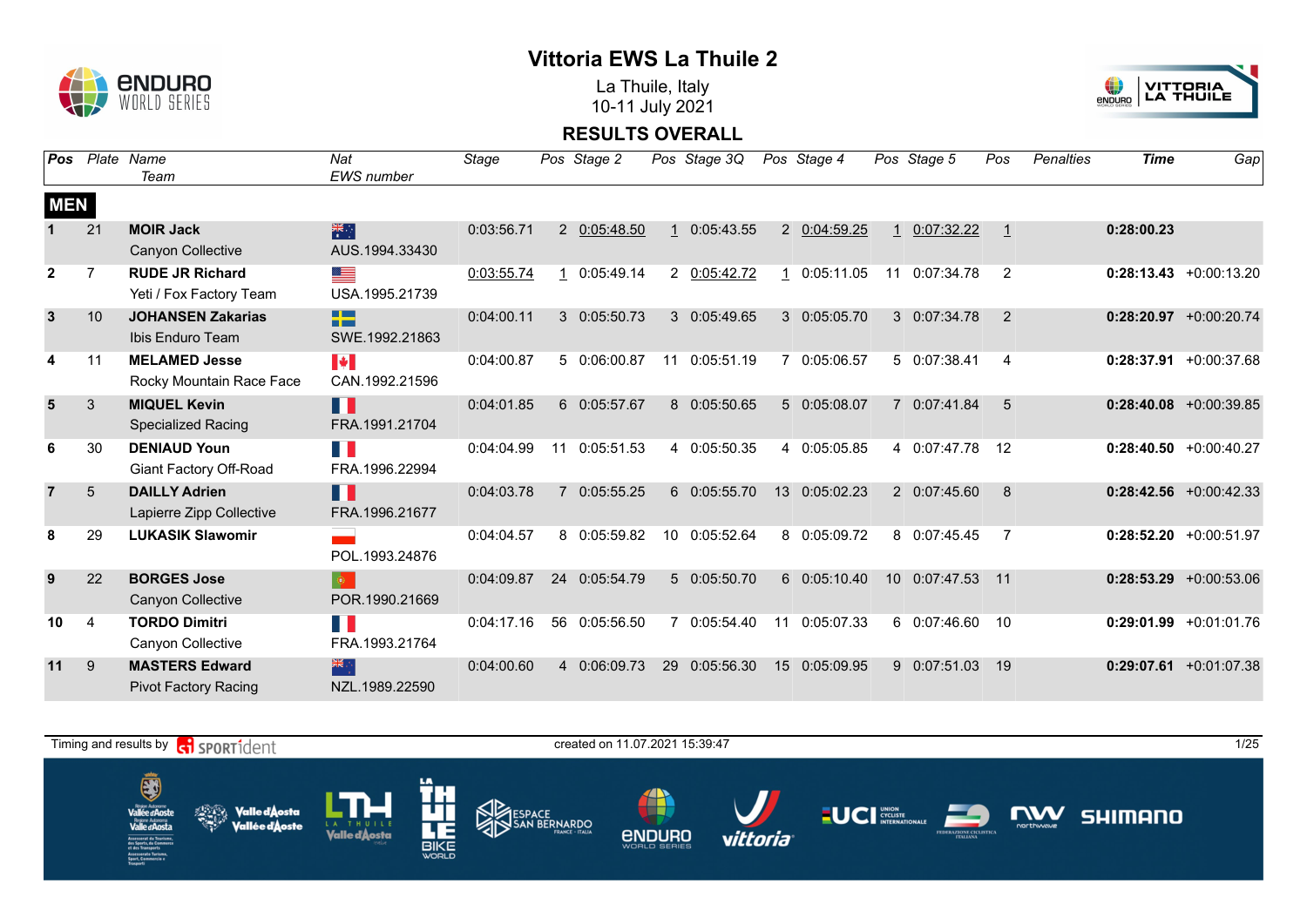# Vittoria EWS La Thuile 2

La Thuile, Italy
10-11 July 2021

## RESULTS OVERALL

| Pos | Plate | Name / Team | Nat / EWS number | Stage | Pos | Stage 2 | Pos | Stage 3Q | Pos | Stage 4 | Pos | Stage 5 | Pos | Penalties | Time | Gap |
|---|---|---|---|---|---|---|---|---|---|---|---|---|---|---|---|---|
| **MEN** | | | | | | | | | | | | | | | | |
| 1 | 21 | **MOIR Jack** Canyon Collective | AUS.1994.33430 | 0:03:56.71 | 2 | 0:05:48.50 | 1 | 0:05:43.55 | 2 | 0:04:59.25 | 1 | 0:07:32.22 | 1 | | **0:28:00.23** | |
| 2 | 7 | **RUDE JR Richard** Yeti / Fox Factory Team | USA.1995.21739 | 0:03:55.74 | 1 | 0:05:49.14 | 2 | 0:05:42.72 | 1 | 0:05:11.05 | 11 | 0:07:34.78 | 2 | | **0:28:13.43** | +0:00:13.20 |
| 3 | 10 | **JOHANSEN Zakarias** Ibis Enduro Team | SWE.1992.21863 | 0:04:00.11 | 3 | 0:05:50.73 | 3 | 0:05:49.65 | 3 | 0:05:05.70 | 3 | 0:07:34.78 | 2 | | **0:28:20.97** | +0:00:20.74 |
| 4 | 11 | **MELAMED Jesse** Rocky Mountain Race Face | CAN.1992.21596 | 0:04:00.87 | 5 | 0:06:00.87 | 11 | 0:05:51.19 | 7 | 0:05:06.57 | 5 | 0:07:38.41 | 4 | | **0:28:37.91** | +0:00:37.68 |
| 5 | 3 | **MIQUEL Kevin** Specialized Racing | FRA.1991.21704 | 0:04:01.85 | 6 | 0:05:57.67 | 8 | 0:05:50.65 | 5 | 0:05:08.07 | 7 | 0:07:41.84 | 5 | | **0:28:40.08** | +0:00:39.85 |
| 6 | 30 | **DENIAUD Youn** Giant Factory Off-Road | FRA.1996.22994 | 0:04:04.99 | 11 | 0:05:51.53 | 4 | 0:05:50.35 | 4 | 0:05:05.85 | 4 | 0:07:47.78 | 12 | | **0:28:40.50** | +0:00:40.27 |
| 7 | 5 | **DAILLY Adrien** Lapierre Zipp Collective | FRA.1996.21677 | 0:04:03.78 | 7 | 0:05:55.25 | 6 | 0:05:55.70 | 13 | 0:05:02.23 | 2 | 0:07:45.60 | 8 | | **0:28:42.56** | +0:00:42.33 |
| 8 | 29 | **LUKASIK Slawomir** | POL.1993.24876 | 0:04:04.57 | 8 | 0:05:59.82 | 10 | 0:05:52.64 | 8 | 0:05:09.72 | 8 | 0:07:45.45 | 7 | | **0:28:52.20** | +0:00:51.97 |
| 9 | 22 | **BORGES Jose** Canyon Collective | POR.1990.21669 | 0:04:09.87 | 24 | 0:05:54.79 | 5 | 0:05:50.70 | 6 | 0:05:10.40 | 10 | 0:07:47.53 | 11 | | **0:28:53.29** | +0:00:53.06 |
| 10 | 4 | **TORDO Dimitri** Canyon Collective | FRA.1993.21764 | 0:04:17.16 | 56 | 0:05:56.50 | 7 | 0:05:54.40 | 11 | 0:05:07.33 | 6 | 0:07:46.60 | 10 | | **0:29:01.99** | +0:01:01.76 |
| 11 | 9 | **MASTERS Edward** Pivot Factory Racing | NZL.1989.22590 | 0:04:00.60 | 4 | 0:06:09.73 | 29 | 0:05:56.30 | 15 | 0:05:09.95 | 9 | 0:07:51.03 | 19 | | **0:29:07.61** | +0:01:07.38 |

Timing and results by SPORTident — created on 11.07.2021 15:39:47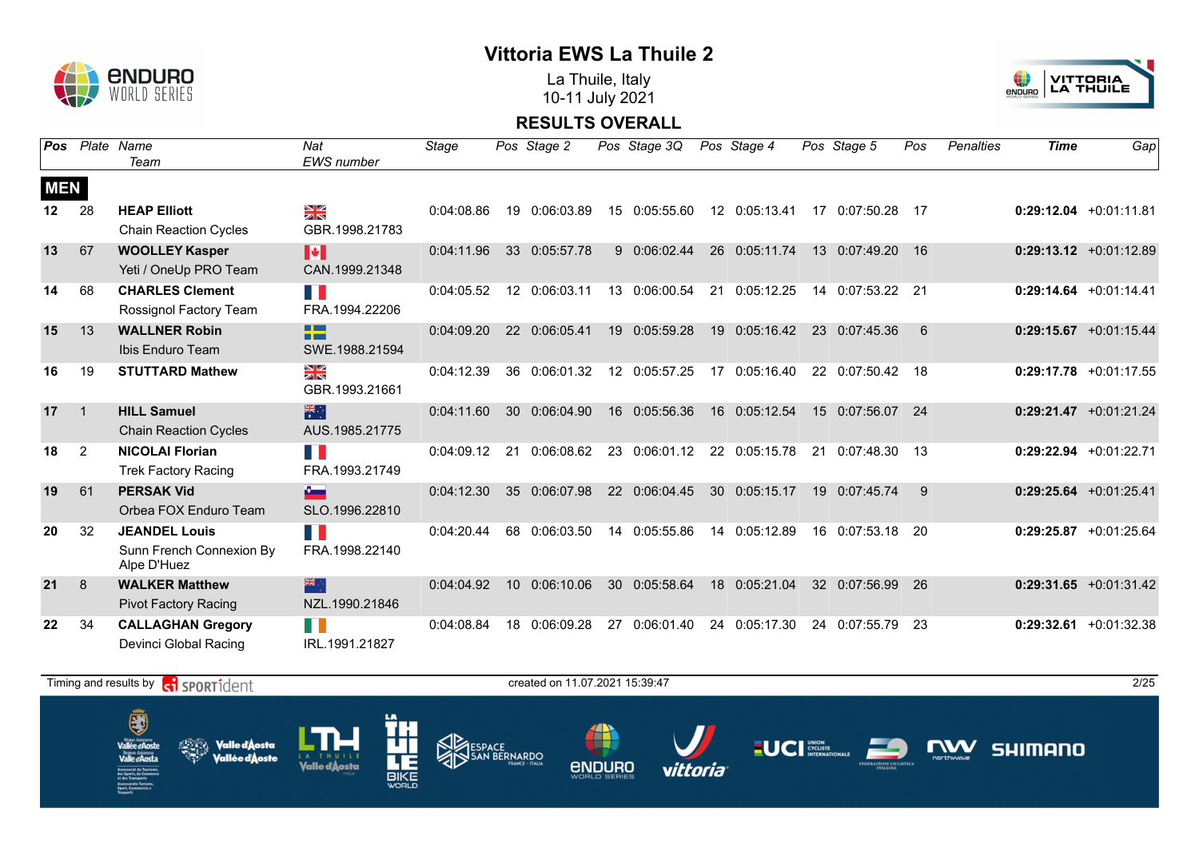# Vittoria EWS La Thuile 2

La Thuile, Italy
10-11 July 2021

## RESULTS OVERALL

| Pos | Plate | Name / Team | Nat / EWS number | Stage | Pos | Stage 2 | Pos | Stage 3Q | Pos | Stage 4 | Pos | Stage 5 | Pos | Penalties | Time | Gap |
|---|---|---|---|---|---|---|---|---|---|---|---|---|---|---|---|---|
| **MEN** | | | | | | | | | | | | | | | | |
| 12 | 28 | **HEAP Elliott** Chain Reaction Cycles | GBR.1998.21783 | 0:04:08.86 | 19 | 0:06:03.89 | 15 | 0:05:55.60 | 12 | 0:05:13.41 | 17 | 0:07:50.28 | 17 | | **0:29:12.04** | +0:01:11.81 |
| 13 | 67 | **WOOLLEY Kasper** Yeti / OneUp PRO Team | CAN.1999.21348 | 0:04:11.96 | 33 | 0:05:57.78 | 9 | 0:06:02.44 | 26 | 0:05:11.74 | 13 | 0:07:49.20 | 16 | | **0:29:13.12** | +0:01:12.89 |
| 14 | 68 | **CHARLES Clement** Rossignol Factory Team | FRA.1994.22206 | 0:04:05.52 | 12 | 0:06:03.11 | 13 | 0:06:00.54 | 21 | 0:05:12.25 | 14 | 0:07:53.22 | 21 | | **0:29:14.64** | +0:01:14.41 |
| 15 | 13 | **WALLNER Robin** Ibis Enduro Team | SWE.1988.21594 | 0:04:09.20 | 22 | 0:06:05.41 | 19 | 0:05:59.28 | 19 | 0:05:16.42 | 23 | 0:07:45.36 | 6 | | **0:29:15.67** | +0:01:15.44 |
| 16 | 19 | **STUTTARD Mathew** | GBR.1993.21661 | 0:04:12.39 | 36 | 0:06:01.32 | 12 | 0:05:57.25 | 17 | 0:05:16.40 | 22 | 0:07:50.42 | 18 | | **0:29:17.78** | +0:01:17.55 |
| 17 | 1 | **HILL Samuel** Chain Reaction Cycles | AUS.1985.21775 | 0:04:11.60 | 30 | 0:06:04.90 | 16 | 0:05:56.36 | 16 | 0:05:12.54 | 15 | 0:07:56.07 | 24 | | **0:29:21.47** | +0:01:21.24 |
| 18 | 2 | **NICOLAI Florian** Trek Factory Racing | FRA.1993.21749 | 0:04:09.12 | 21 | 0:06:08.62 | 23 | 0:06:01.12 | 22 | 0:05:15.78 | 21 | 0:07:48.30 | 13 | | **0:29:22.94** | +0:01:22.71 |
| 19 | 61 | **PERSAK Vid** Orbea FOX Enduro Team | SLO.1996.22810 | 0:04:12.30 | 35 | 0:06:07.98 | 22 | 0:06:04.45 | 30 | 0:05:15.17 | 19 | 0:07:45.74 | 9 | | **0:29:25.64** | +0:01:25.41 |
| 20 | 32 | **JEANDEL Louis** Sunn French Connexion By Alpe D'Huez | FRA.1998.22140 | 0:04:20.44 | 68 | 0:06:03.50 | 14 | 0:05:55.86 | 14 | 0:05:12.89 | 16 | 0:07:53.18 | 20 | | **0:29:25.87** | +0:01:25.64 |
| 21 | 8 | **WALKER Matthew** Pivot Factory Racing | NZL.1990.21846 | 0:04:04.92 | 10 | 0:06:10.06 | 30 | 0:05:58.64 | 18 | 0:05:21.04 | 32 | 0:07:56.99 | 26 | | **0:29:31.65** | +0:01:31.42 |
| 22 | 34 | **CALLAGHAN Gregory** Devinci Global Racing | IRL.1991.21827 | 0:04:08.84 | 18 | 0:06:09.28 | 27 | 0:06:01.40 | 24 | 0:05:17.30 | 24 | 0:07:55.79 | 23 | | **0:29:32.61** | +0:01:32.38 |

Timing and results by SPORTident — created on 11.07.2021 15:39:47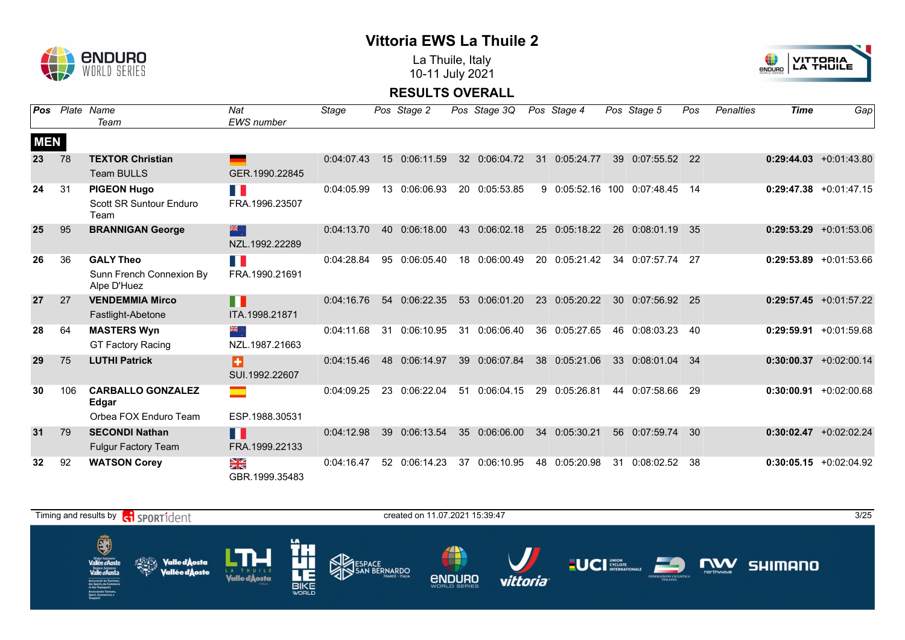# Vittoria EWS La Thuile 2

La Thuile, Italy
10-11 July 2021

## RESULTS OVERALL

| Pos | Plate | Name / Team | Nat / EWS number | Stage | Pos | Stage 2 | Pos | Stage 3Q | Pos | Stage 4 | Pos | Stage 5 | Pos | Penalties | Time | Gap |
|---|---|---|---|---|---|---|---|---|---|---|---|---|---|---|---|---|
| **MEN** | | | | | | | | | | | | | | | | |
| 23 | 78 | **TEXTOR Christian** Team BULLS | GER.1990.22845 | 0:04:07.43 | 15 | 0:06:11.59 | 32 | 0:06:04.72 | 31 | 0:05:24.77 | 39 | 0:07:55.52 | 22 | | **0:29:44.03** | +0:01:43.80 |
| 24 | 31 | **PIGEON Hugo** Scott SR Suntour Enduro Team | FRA.1996.23507 | 0:04:05.99 | 13 | 0:06:06.93 | 20 | 0:05:53.85 | 9 | 0:05:52.16 | 100 | 0:07:48.45 | 14 | | **0:29:47.38** | +0:01:47.15 |
| 25 | 95 | **BRANNIGAN George** | NZL.1992.22289 | 0:04:13.70 | 40 | 0:06:18.00 | 43 | 0:06:02.18 | 25 | 0:05:18.22 | 26 | 0:08:01.19 | 35 | | **0:29:53.29** | +0:01:53.06 |
| 26 | 36 | **GALY Theo** Sunn French Connexion By Alpe D'Huez | FRA.1990.21691 | 0:04:28.84 | 95 | 0:06:05.40 | 18 | 0:06:00.49 | 20 | 0:05:21.42 | 34 | 0:07:57.74 | 27 | | **0:29:53.89** | +0:01:53.66 |
| 27 | 27 | **VENDEMMIA Mirco** Fastlight-Abetone | ITA.1998.21871 | 0:04:16.76 | 54 | 0:06:22.35 | 53 | 0:06:01.20 | 23 | 0:05:20.22 | 30 | 0:07:56.92 | 25 | | **0:29:57.45** | +0:01:57.22 |
| 28 | 64 | **MASTERS Wyn** GT Factory Racing | NZL.1987.21663 | 0:04:11.68 | 31 | 0:06:10.95 | 31 | 0:06:06.40 | 36 | 0:05:27.65 | 46 | 0:08:03.23 | 40 | | **0:29:59.91** | +0:01:59.68 |
| 29 | 75 | **LUTHI Patrick** | SUI.1992.22607 | 0:04:15.46 | 48 | 0:06:14.97 | 39 | 0:06:07.84 | 38 | 0:05:21.06 | 33 | 0:08:01.04 | 34 | | **0:30:00.37** | +0:02:00.14 |
| 30 | 106 | **CARBALLO GONZALEZ Edgar** Orbea FOX Enduro Team | ESP.1988.30531 | 0:04:09.25 | 23 | 0:06:22.04 | 51 | 0:06:04.15 | 29 | 0:05:26.81 | 44 | 0:07:58.66 | 29 | | **0:30:00.91** | +0:02:00.68 |
| 31 | 79 | **SECONDI Nathan** Fulgur Factory Team | FRA.1999.22133 | 0:04:12.98 | 39 | 0:06:13.54 | 35 | 0:06:06.00 | 34 | 0:05:30.21 | 56 | 0:07:59.74 | 30 | | **0:30:02.47** | +0:02:02.24 |
| 32 | 92 | **WATSON Corey** | GBR.1999.35483 | 0:04:16.47 | 52 | 0:06:14.23 | 37 | 0:06:10.95 | 48 | 0:05:20.98 | 31 | 0:08:02.52 | 38 | | **0:30:05.15** | +0:02:04.92 |

Timing and results by SPORTident — created on 11.07.2021 15:39:47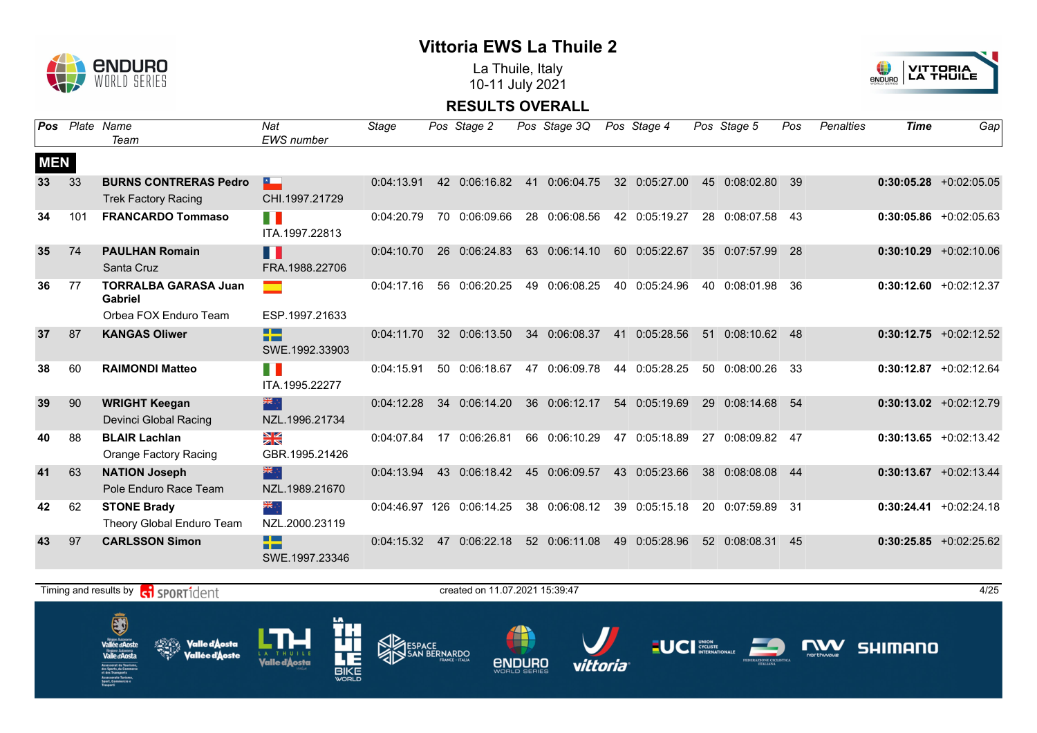# Vittoria EWS La Thuile 2

La Thuile, Italy
10-11 July 2021

## RESULTS OVERALL

| Pos | Plate | Name / Team | Nat / EWS number | Stage | Pos | Stage 2 | Pos | Stage 3Q | Pos | Stage 4 | Pos | Stage 5 | Pos | Penalties | Time | Gap |
|---|---|---|---|---|---|---|---|---|---|---|---|---|---|---|---|---|
| **MEN** | | | | | | | | | | | | | | | | |
| 33 | 33 | **BURNS CONTRERAS Pedro** Trek Factory Racing | CHI.1997.21729 | 0:04:13.91 | 42 | 0:06:16.82 | 41 | 0:06:04.75 | 32 | 0:05:27.00 | 45 | 0:08:02.80 | 39 | | **0:30:05.28** | +0:02:05.05 |
| 34 | 101 | **FRANCARDO Tommaso** | ITA.1997.22813 | 0:04:20.79 | 70 | 0:06:09.66 | 28 | 0:06:08.56 | 42 | 0:05:19.27 | 28 | 0:08:07.58 | 43 | | **0:30:05.86** | +0:02:05.63 |
| 35 | 74 | **PAULHAN Romain** Santa Cruz | FRA.1988.22706 | 0:04:10.70 | 26 | 0:06:24.83 | 63 | 0:06:14.10 | 60 | 0:05:22.67 | 35 | 0:07:57.99 | 28 | | **0:30:10.29** | +0:02:10.06 |
| 36 | 77 | **TORRALBA GARASA Juan Gabriel** Orbea FOX Enduro Team | ESP.1997.21633 | 0:04:17.16 | 56 | 0:06:20.25 | 49 | 0:06:08.25 | 40 | 0:05:24.96 | 40 | 0:08:01.98 | 36 | | **0:30:12.60** | +0:02:12.37 |
| 37 | 87 | **KANGAS Oliwer** | SWE.1992.33903 | 0:04:11.70 | 32 | 0:06:13.50 | 34 | 0:06:08.37 | 41 | 0:05:28.56 | 51 | 0:08:10.62 | 48 | | **0:30:12.75** | +0:02:12.52 |
| 38 | 60 | **RAIMONDI Matteo** | ITA.1995.22277 | 0:04:15.91 | 50 | 0:06:18.67 | 47 | 0:06:09.78 | 44 | 0:05:28.25 | 50 | 0:08:00.26 | 33 | | **0:30:12.87** | +0:02:12.64 |
| 39 | 90 | **WRIGHT Keegan** Devinci Global Racing | NZL.1996.21734 | 0:04:12.28 | 34 | 0:06:14.20 | 36 | 0:06:12.17 | 54 | 0:05:19.69 | 29 | 0:08:14.68 | 54 | | **0:30:13.02** | +0:02:12.79 |
| 40 | 88 | **BLAIR Lachlan** Orange Factory Racing | GBR.1995.21426 | 0:04:07.84 | 17 | 0:06:26.81 | 66 | 0:06:10.29 | 47 | 0:05:18.89 | 27 | 0:08:09.82 | 47 | | **0:30:13.65** | +0:02:13.42 |
| 41 | 63 | **NATION Joseph** Pole Enduro Race Team | NZL.1989.21670 | 0:04:13.94 | 43 | 0:06:18.42 | 45 | 0:06:09.57 | 43 | 0:05:23.66 | 38 | 0:08:08.08 | 44 | | **0:30:13.67** | +0:02:13.44 |
| 42 | 62 | **STONE Brady** Theory Global Enduro Team | NZL.2000.23119 | 0:04:46.97 | 126 | 0:06:14.25 | 38 | 0:06:08.12 | 39 | 0:05:15.18 | 20 | 0:07:59.89 | 31 | | **0:30:24.41** | +0:02:24.18 |
| 43 | 97 | **CARLSSON Simon** | SWE.1997.23346 | 0:04:15.32 | 47 | 0:06:22.18 | 52 | 0:06:11.08 | 49 | 0:05:28.96 | 52 | 0:08:08.31 | 45 | | **0:30:25.85** | +0:02:25.62 |

Timing and results by SPORTident — created on 11.07.2021 15:39:47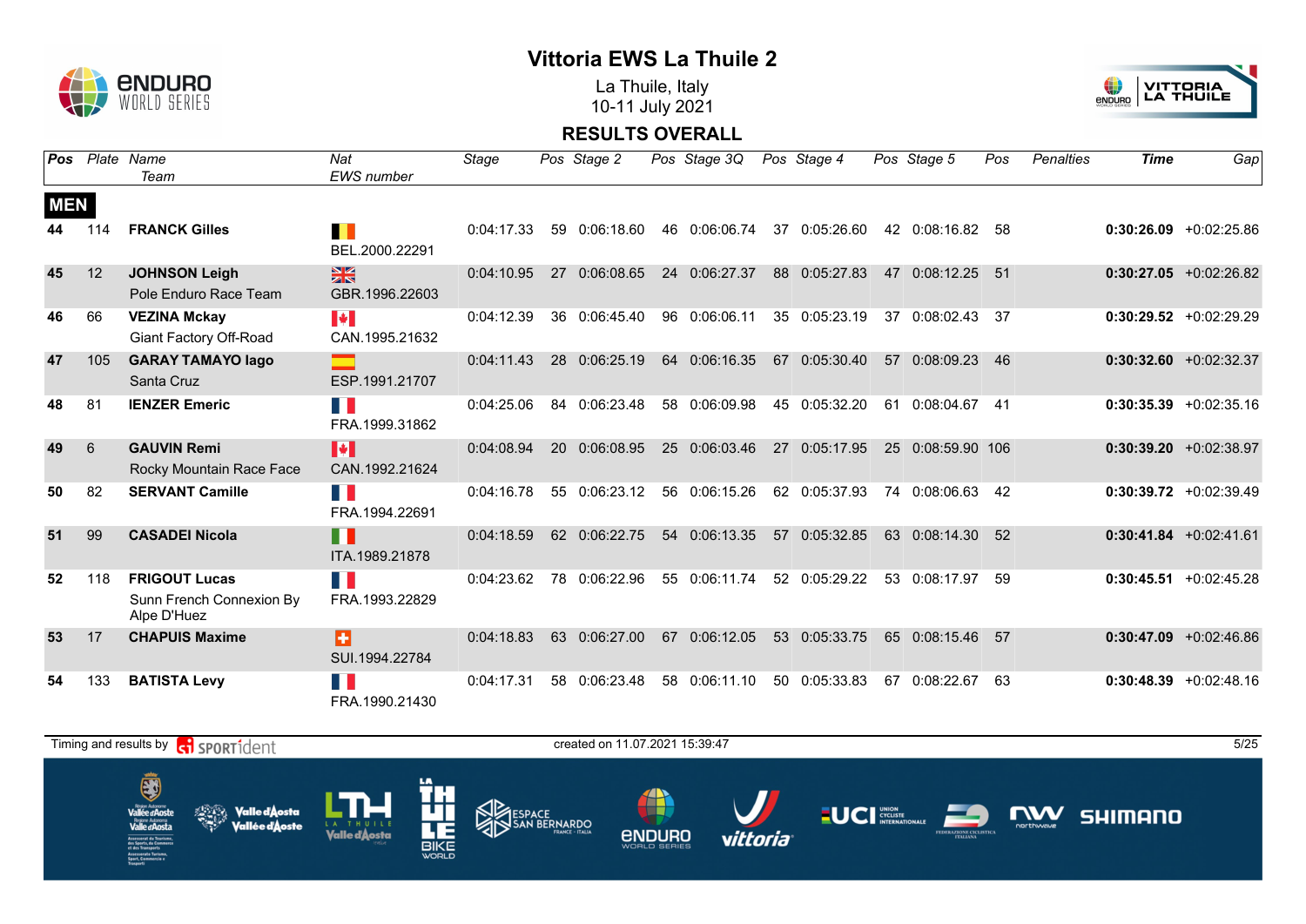# Vittoria EWS La Thuile 2

La Thuile, Italy
10-11 July 2021

## RESULTS OVERALL

| Pos | Plate | Name / Team | Nat / EWS number | Stage | Pos | Stage 2 | Pos | Stage 3Q | Pos | Stage 4 | Pos | Stage 5 | Pos | Penalties | Time | Gap |
|---|---|---|---|---|---|---|---|---|---|---|---|---|---|---|---|---|
| **MEN** | | | | | | | | | | | | | | | | |
| 44 | 114 | **FRANCK Gilles** | BEL.2000.22291 | 0:04:17.33 | 59 | 0:06:18.60 | 46 | 0:06:06.74 | 37 | 0:05:26.60 | 42 | 0:08:16.82 | 58 | | **0:30:26.09** | +0:02:25.86 |
| 45 | 12 | **JOHNSON Leigh** Pole Enduro Race Team | GBR.1996.22603 | 0:04:10.95 | 27 | 0:06:08.65 | 24 | 0:06:27.37 | 88 | 0:05:27.83 | 47 | 0:08:12.25 | 51 | | **0:30:27.05** | +0:02:26.82 |
| 46 | 66 | **VEZINA Mckay** Giant Factory Off-Road | CAN.1995.21632 | 0:04:12.39 | 36 | 0:06:45.40 | 96 | 0:06:06.11 | 35 | 0:05:23.19 | 37 | 0:08:02.43 | 37 | | **0:30:29.52** | +0:02:29.29 |
| 47 | 105 | **GARAY TAMAYO Iago** Santa Cruz | ESP.1991.21707 | 0:04:11.43 | 28 | 0:06:25.19 | 64 | 0:06:16.35 | 67 | 0:05:30.40 | 57 | 0:08:09.23 | 46 | | **0:30:32.60** | +0:02:32.37 |
| 48 | 81 | **IENZER Emeric** | FRA.1999.31862 | 0:04:25.06 | 84 | 0:06:23.48 | 58 | 0:06:09.98 | 45 | 0:05:32.20 | 61 | 0:08:04.67 | 41 | | **0:30:35.39** | +0:02:35.16 |
| 49 | 6 | **GAUVIN Remi** Rocky Mountain Race Face | CAN.1992.21624 | 0:04:08.94 | 20 | 0:06:08.95 | 25 | 0:06:03.46 | 27 | 0:05:17.95 | 25 | 0:08:59.90 | 106 | | **0:30:39.20** | +0:02:38.97 |
| 50 | 82 | **SERVANT Camille** | FRA.1994.22691 | 0:04:16.78 | 55 | 0:06:23.12 | 56 | 0:06:15.26 | 62 | 0:05:37.93 | 74 | 0:08:06.63 | 42 | | **0:30:39.72** | +0:02:39.49 |
| 51 | 99 | **CASADEI Nicola** | ITA.1989.21878 | 0:04:18.59 | 62 | 0:06:22.75 | 54 | 0:06:13.35 | 57 | 0:05:32.85 | 63 | 0:08:14.30 | 52 | | **0:30:41.84** | +0:02:41.61 |
| 52 | 118 | **FRIGOUT Lucas** Sunn French Connexion By Alpe D'Huez | FRA.1993.22829 | 0:04:23.62 | 78 | 0:06:22.96 | 55 | 0:06:11.74 | 52 | 0:05:29.22 | 53 | 0:08:17.97 | 59 | | **0:30:45.51** | +0:02:45.28 |
| 53 | 17 | **CHAPUIS Maxime** | SUI.1994.22784 | 0:04:18.83 | 63 | 0:06:27.00 | 67 | 0:06:12.05 | 53 | 0:05:33.75 | 65 | 0:08:15.46 | 57 | | **0:30:47.09** | +0:02:46.86 |
| 54 | 133 | **BATISTA Levy** | FRA.1990.21430 | 0:04:17.31 | 58 | 0:06:23.48 | 58 | 0:06:11.10 | 50 | 0:05:33.83 | 67 | 0:08:22.67 | 63 | | **0:30:48.39** | +0:02:48.16 |

Timing and results by SPORTident — created on 11.07.2021 15:39:47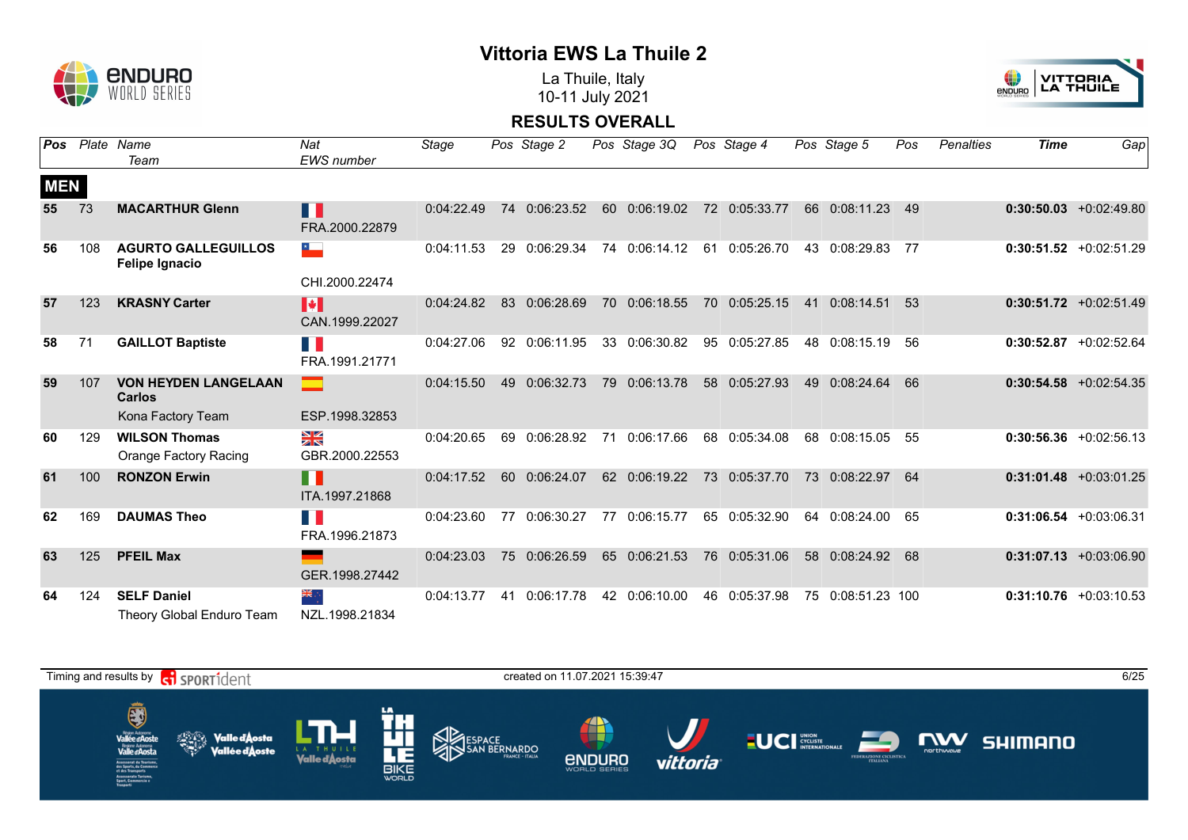# Vittoria EWS La Thuile 2

La Thuile, Italy
10-11 July 2021

## RESULTS OVERALL

| Pos | Plate | Name / Team | Nat / EWS number | Stage | Pos | Stage 2 | Pos | Stage 3Q | Pos | Stage 4 | Pos | Stage 5 | Pos | Penalties | Time | Gap |
|---|---|---|---|---|---|---|---|---|---|---|---|---|---|---|---|---|
| **MEN** | | | | | | | | | | | | | | | | |
| 55 | 73 | **MACARTHUR Glenn** | FRA.2000.22879 | 0:04:22.49 | 74 | 0:06:23.52 | 60 | 0:06:19.02 | 72 | 0:05:33.77 | 66 | 0:08:11.23 | 49 | | **0:30:50.03** | +0:02:49.80 |
| 56 | 108 | **AGURTO GALLEGUILLOS Felipe Ignacio** | CHI.2000.22474 | 0:04:11.53 | 29 | 0:06:29.34 | 74 | 0:06:14.12 | 61 | 0:05:26.70 | 43 | 0:08:29.83 | 77 | | **0:30:51.52** | +0:02:51.29 |
| 57 | 123 | **KRASNY Carter** | CAN.1999.22027 | 0:04:24.82 | 83 | 0:06:28.69 | 70 | 0:06:18.55 | 70 | 0:05:25.15 | 41 | 0:08:14.51 | 53 | | **0:30:51.72** | +0:02:51.49 |
| 58 | 71 | **GAILLOT Baptiste** | FRA.1991.21771 | 0:04:27.06 | 92 | 0:06:11.95 | 33 | 0:06:30.82 | 95 | 0:05:27.85 | 48 | 0:08:15.19 | 56 | | **0:30:52.87** | +0:02:52.64 |
| 59 | 107 | **VON HEYDEN LANGELAAN Carlos** Kona Factory Team | ESP.1998.32853 | 0:04:15.50 | 49 | 0:06:32.73 | 79 | 0:06:13.78 | 58 | 0:05:27.93 | 49 | 0:08:24.64 | 66 | | **0:30:54.58** | +0:02:54.35 |
| 60 | 129 | **WILSON Thomas** Orange Factory Racing | GBR.2000.22553 | 0:04:20.65 | 69 | 0:06:28.92 | 71 | 0:06:17.66 | 68 | 0:05:34.08 | 68 | 0:08:15.05 | 55 | | **0:30:56.36** | +0:02:56.13 |
| 61 | 100 | **RONZON Erwin** | ITA.1997.21868 | 0:04:17.52 | 60 | 0:06:24.07 | 62 | 0:06:19.22 | 73 | 0:05:37.70 | 73 | 0:08:22.97 | 64 | | **0:31:01.48** | +0:03:01.25 |
| 62 | 169 | **DAUMAS Theo** | FRA.1996.21873 | 0:04:23.60 | 77 | 0:06:30.27 | 77 | 0:06:15.77 | 65 | 0:05:32.90 | 64 | 0:08:24.00 | 65 | | **0:31:06.54** | +0:03:06.31 |
| 63 | 125 | **PFEIL Max** | GER.1998.27442 | 0:04:23.03 | 75 | 0:06:26.59 | 65 | 0:06:21.53 | 76 | 0:05:31.06 | 58 | 0:08:24.92 | 68 | | **0:31:07.13** | +0:03:06.90 |
| 64 | 124 | **SELF Daniel** Theory Global Enduro Team | NZL.1998.21834 | 0:04:13.77 | 41 | 0:06:17.78 | 42 | 0:06:10.00 | 46 | 0:05:37.98 | 75 | 0:08:51.23 | 100 | | **0:31:10.76** | +0:03:10.53 |

Timing and results by SPORTident

created on 11.07.2021 15:39:47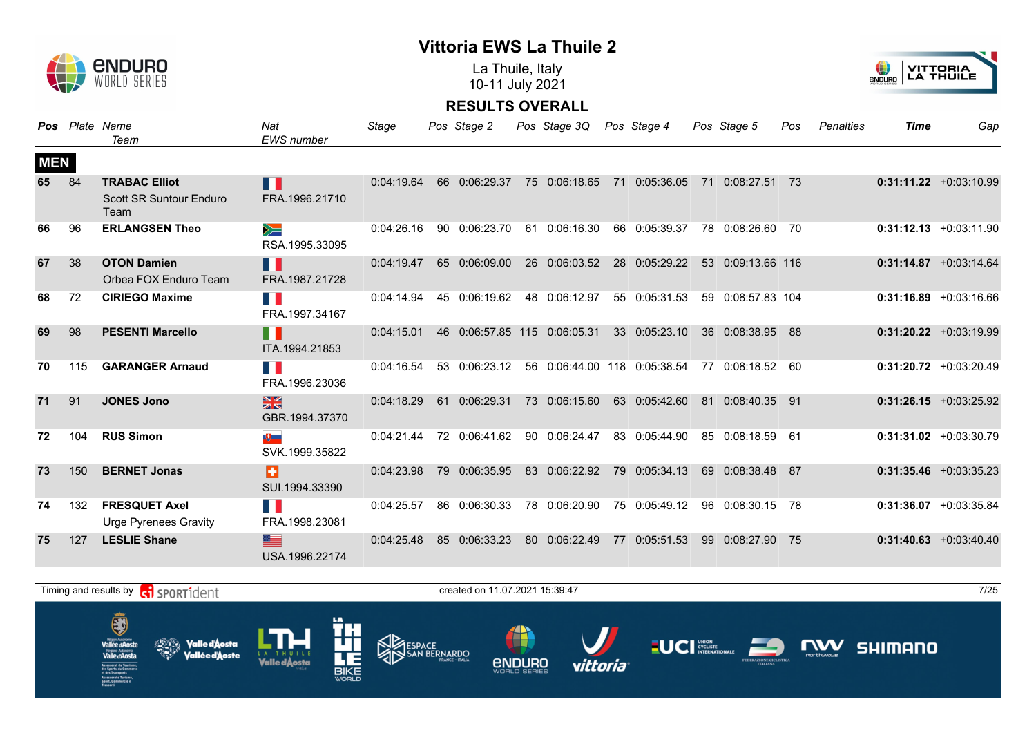# Vittoria EWS La Thuile 2

La Thuile, Italy
10-11 July 2021

## RESULTS OVERALL

| Pos | Plate | Name / Team | Nat / EWS number | Stage | Pos | Stage 2 | Pos | Stage 3Q | Pos | Stage 4 | Pos | Stage 5 | Pos | Penalties | Time | Gap |
|---|---|---|---|---|---|---|---|---|---|---|---|---|---|---|---|---|
| **MEN** | | | | | | | | | | | | | | | | |
| 65 | 84 | **TRABAC Elliot** Scott SR Suntour Enduro Team | FRA.1996.21710 | 0:04:19.64 | 66 | 0:06:29.37 | 75 | 0:06:18.65 | 71 | 0:05:36.05 | 71 | 0:08:27.51 | 73 | | **0:31:11.22** | +0:03:10.99 |
| 66 | 96 | **ERLANGSEN Theo** | RSA.1995.33095 | 0:04:26.16 | 90 | 0:06:23.70 | 61 | 0:06:16.30 | 66 | 0:05:39.37 | 78 | 0:08:26.60 | 70 | | **0:31:12.13** | +0:03:11.90 |
| 67 | 38 | **OTON Damien** Orbea FOX Enduro Team | FRA.1987.21728 | 0:04:19.47 | 65 | 0:06:09.00 | 26 | 0:06:03.52 | 28 | 0:05:29.22 | 53 | 0:09:13.66 | 116 | | **0:31:14.87** | +0:03:14.64 |
| 68 | 72 | **CIRIEGO Maxime** | FRA.1997.34167 | 0:04:14.94 | 45 | 0:06:19.62 | 48 | 0:06:12.97 | 55 | 0:05:31.53 | 59 | 0:08:57.83 | 104 | | **0:31:16.89** | +0:03:16.66 |
| 69 | 98 | **PESENTI Marcello** | ITA.1994.21853 | 0:04:15.01 | 46 | 0:06:57.85 | 115 | 0:06:05.31 | 33 | 0:05:23.10 | 36 | 0:08:38.95 | 88 | | **0:31:20.22** | +0:03:19.99 |
| 70 | 115 | **GARANGER Arnaud** | FRA.1996.23036 | 0:04:16.54 | 53 | 0:06:23.12 | 56 | 0:06:44.00 | 118 | 0:05:38.54 | 77 | 0:08:18.52 | 60 | | **0:31:20.72** | +0:03:20.49 |
| 71 | 91 | **JONES Jono** | GBR.1994.37370 | 0:04:18.29 | 61 | 0:06:29.31 | 73 | 0:06:15.60 | 63 | 0:05:42.60 | 81 | 0:08:40.35 | 91 | | **0:31:26.15** | +0:03:25.92 |
| 72 | 104 | **RUS Simon** | SVK.1999.35822 | 0:04:21.44 | 72 | 0:06:41.62 | 90 | 0:06:24.47 | 83 | 0:05:44.90 | 85 | 0:08:18.59 | 61 | | **0:31:31.02** | +0:03:30.79 |
| 73 | 150 | **BERNET Jonas** | SUI.1994.33390 | 0:04:23.98 | 79 | 0:06:35.95 | 83 | 0:06:22.92 | 79 | 0:05:34.13 | 69 | 0:08:38.48 | 87 | | **0:31:35.46** | +0:03:35.23 |
| 74 | 132 | **FRESQUET Axel** Urge Pyrenees Gravity | FRA.1998.23081 | 0:04:25.57 | 86 | 0:06:30.33 | 78 | 0:06:20.90 | 75 | 0:05:49.12 | 96 | 0:08:30.15 | 78 | | **0:31:36.07** | +0:03:35.84 |
| 75 | 127 | **LESLIE Shane** | USA.1996.22174 | 0:04:25.48 | 85 | 0:06:33.23 | 80 | 0:06:22.49 | 77 | 0:05:51.53 | 99 | 0:08:27.90 | 75 | | **0:31:40.63** | +0:03:40.40 |

Timing and results by SPORTident — created on 11.07.2021 15:39:47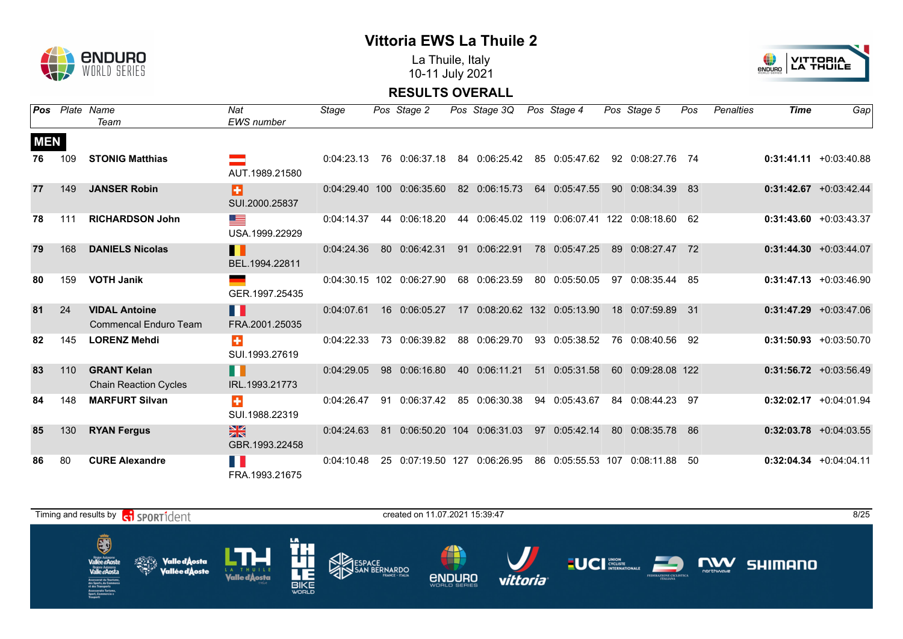# Vittoria EWS La Thuile 2

La Thuile, Italy
10-11 July 2021

## RESULTS OVERALL

| Pos | Plate | Name / Team | Nat / EWS number | Stage | Pos | Stage 2 | Pos | Stage 3Q | Pos | Stage 4 | Pos | Stage 5 | Pos | Penalties | Time | Gap |
|---|---|---|---|---|---|---|---|---|---|---|---|---|---|---|---|---|
| **MEN** | | | | | | | | | | | | | | | | |
| 76 | 109 | **STONIG Matthias** | AUT.1989.21580 | 0:04:23.13 | 76 | 0:06:37.18 | 84 | 0:06:25.42 | 85 | 0:05:47.62 | 92 | 0:08:27.76 | 74 | | **0:31:41.11** | +0:03:40.88 |
| 77 | 149 | **JANSER Robin** | SUI.2000.25837 | 0:04:29.40 | 100 | 0:06:35.60 | 82 | 0:06:15.73 | 64 | 0:05:47.55 | 90 | 0:08:34.39 | 83 | | **0:31:42.67** | +0:03:42.44 |
| 78 | 111 | **RICHARDSON John** | USA.1999.22929 | 0:04:14.37 | 44 | 0:06:18.20 | 44 | 0:06:45.02 | 119 | 0:06:07.41 | 122 | 0:08:18.60 | 62 | | **0:31:43.60** | +0:03:43.37 |
| 79 | 168 | **DANIELS Nicolas** | BEL.1994.22811 | 0:04:24.36 | 80 | 0:06:42.31 | 91 | 0:06:22.91 | 78 | 0:05:47.25 | 89 | 0:08:27.47 | 72 | | **0:31:44.30** | +0:03:44.07 |
| 80 | 159 | **VOTH Janik** | GER.1997.25435 | 0:04:30.15 | 102 | 0:06:27.90 | 68 | 0:06:23.59 | 80 | 0:05:50.05 | 97 | 0:08:35.44 | 85 | | **0:31:47.13** | +0:03:46.90 |
| 81 | 24 | **VIDAL Antoine** Commencal Enduro Team | FRA.2001.25035 | 0:04:07.61 | 16 | 0:06:05.27 | 17 | 0:08:20.62 | 132 | 0:05:13.90 | 18 | 0:07:59.89 | 31 | | **0:31:47.29** | +0:03:47.06 |
| 82 | 145 | **LORENZ Mehdi** | SUI.1993.27619 | 0:04:22.33 | 73 | 0:06:39.82 | 88 | 0:06:29.70 | 93 | 0:05:38.52 | 76 | 0:08:40.56 | 92 | | **0:31:50.93** | +0:03:50.70 |
| 83 | 110 | **GRANT Kelan** Chain Reaction Cycles | IRL.1993.21773 | 0:04:29.05 | 98 | 0:06:16.80 | 40 | 0:06:11.21 | 51 | 0:05:31.58 | 60 | 0:09:28.08 | 122 | | **0:31:56.72** | +0:03:56.49 |
| 84 | 148 | **MARFURT Silvan** | SUI.1988.22319 | 0:04:26.47 | 91 | 0:06:37.42 | 85 | 0:06:30.38 | 94 | 0:05:43.67 | 84 | 0:08:44.23 | 97 | | **0:32:02.17** | +0:04:01.94 |
| 85 | 130 | **RYAN Fergus** | GBR.1993.22458 | 0:04:24.63 | 81 | 0:06:50.20 | 104 | 0:06:31.03 | 97 | 0:05:42.14 | 80 | 0:08:35.78 | 86 | | **0:32:03.78** | +0:04:03.55 |
| 86 | 80 | **CURE Alexandre** | FRA.1993.21675 | 0:04:10.48 | 25 | 0:07:19.50 | 127 | 0:06:26.95 | 86 | 0:05:55.53 | 107 | 0:08:11.88 | 50 | | **0:32:04.34** | +0:04:04.11 |

Timing and results by SPORTident — created on 11.07.2021 15:39:47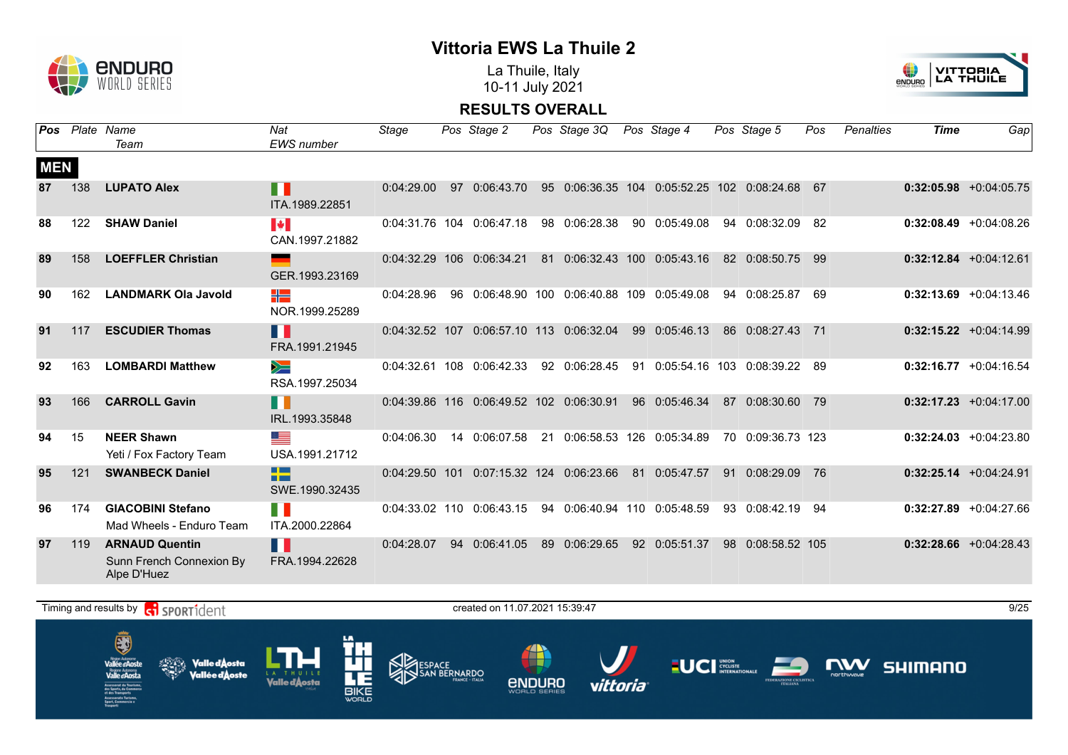# Vittoria EWS La Thuile 2

La Thuile, Italy
10-11 July 2021

## RESULTS OVERALL

**MEN**

| Pos | Plate | Name / Team | Nat / EWS number | Stage | Pos | Stage 2 | Pos | Stage 3Q | Pos | Stage 4 | Pos | Stage 5 | Pos | Penalties | Time | Gap |
|---|---|---|---|---|---|---|---|---|---|---|---|---|---|---|---|---|
| 87 | 138 | **LUPATO Alex** | ITA.1989.22851 | 0:04:29.00 | 97 | 0:06:43.70 | 95 | 0:06:36.35 | 104 | 0:05:52.25 | 102 | 0:08:24.68 | 67 | | **0:32:05.98** | +0:04:05.75 |
| 88 | 122 | **SHAW Daniel** | CAN.1997.21882 | 0:04:31.76 | 104 | 0:06:47.18 | 98 | 0:06:28.38 | 90 | 0:05:49.08 | 94 | 0:08:32.09 | 82 | | **0:32:08.49** | +0:04:08.26 |
| 89 | 158 | **LOEFFLER Christian** | GER.1993.23169 | 0:04:32.29 | 106 | 0:06:34.21 | 81 | 0:06:32.43 | 100 | 0:05:43.16 | 82 | 0:08:50.75 | 99 | | **0:32:12.84** | +0:04:12.61 |
| 90 | 162 | **LANDMARK Ola Javold** | NOR.1999.25289 | 0:04:28.96 | 96 | 0:06:48.90 | 100 | 0:06:40.88 | 109 | 0:05:49.08 | 94 | 0:08:25.87 | 69 | | **0:32:13.69** | +0:04:13.46 |
| 91 | 117 | **ESCUDIER Thomas** | FRA.1991.21945 | 0:04:32.52 | 107 | 0:06:57.10 | 113 | 0:06:32.04 | 99 | 0:05:46.13 | 86 | 0:08:27.43 | 71 | | **0:32:15.22** | +0:04:14.99 |
| 92 | 163 | **LOMBARDI Matthew** | RSA.1997.25034 | 0:04:32.61 | 108 | 0:06:42.33 | 92 | 0:06:28.45 | 91 | 0:05:54.16 | 103 | 0:08:39.22 | 89 | | **0:32:16.77** | +0:04:16.54 |
| 93 | 166 | **CARROLL Gavin** | IRL.1993.35848 | 0:04:39.86 | 116 | 0:06:49.52 | 102 | 0:06:30.91 | 96 | 0:05:46.34 | 87 | 0:08:30.60 | 79 | | **0:32:17.23** | +0:04:17.00 |
| 94 | 15 | **NEER Shawn** Yeti / Fox Factory Team | USA.1991.21712 | 0:04:06.30 | 14 | 0:06:07.58 | 21 | 0:06:58.53 | 126 | 0:05:34.89 | 70 | 0:09:36.73 | 123 | | **0:32:24.03** | +0:04:23.80 |
| 95 | 121 | **SWANBECK Daniel** | SWE.1990.32435 | 0:04:29.50 | 101 | 0:07:15.32 | 124 | 0:06:23.66 | 81 | 0:05:47.57 | 91 | 0:08:29.09 | 76 | | **0:32:25.14** | +0:04:24.91 |
| 96 | 174 | **GIACOBINI Stefano** Mad Wheels - Enduro Team | ITA.2000.22864 | 0:04:33.02 | 110 | 0:06:43.15 | 94 | 0:06:40.94 | 110 | 0:05:48.59 | 93 | 0:08:42.19 | 94 | | **0:32:27.89** | +0:04:27.66 |
| 97 | 119 | **ARNAUD Quentin** Sunn French Connexion By Alpe D'Huez | FRA.1994.22628 | 0:04:28.07 | 94 | 0:06:41.05 | 89 | 0:06:29.65 | 92 | 0:05:51.37 | 98 | 0:08:58.52 | 105 | | **0:32:28.66** | +0:04:28.43 |

Timing and results by SPORTident — created on 11.07.2021 15:39:47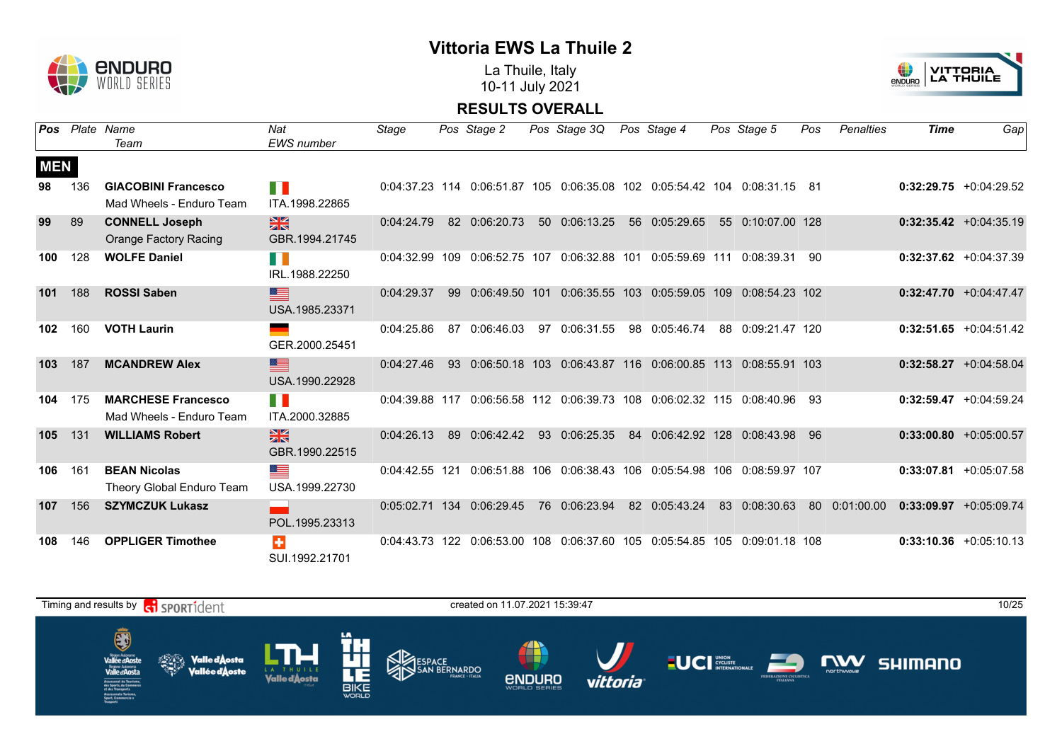# Vittoria EWS La Thuile 2

La Thuile, Italy
10-11 July 2021

## RESULTS OVERALL

| Pos | Plate | Name / Team | Nat / EWS number | Stage | Pos | Stage 2 | Pos | Stage 3Q | Pos | Stage 4 | Pos | Stage 5 | Pos | Penalties | Time | Gap |
|---|---|---|---|---|---|---|---|---|---|---|---|---|---|---|---|---|
| **MEN** | | | | | | | | | | | | | | | | |
| 98 | 136 | **GIACOBINI Francesco** Mad Wheels - Enduro Team | ITA.1998.22865 | 0:04:37.23 | 114 | 0:06:51.87 | 105 | 0:06:35.08 | 102 | 0:05:54.42 | 104 | 0:08:31.15 | 81 | | **0:32:29.75** | +0:04:29.52 |
| 99 | 89 | **CONNELL Joseph** Orange Factory Racing | GBR.1994.21745 | 0:04:24.79 | 82 | 0:06:20.73 | 50 | 0:06:13.25 | 56 | 0:05:29.65 | 55 | 0:10:07.00 | 128 | | **0:32:35.42** | +0:04:35.19 |
| 100 | 128 | **WOLFE Daniel** | IRL.1988.22250 | 0:04:32.99 | 109 | 0:06:52.75 | 107 | 0:06:32.88 | 101 | 0:05:59.69 | 111 | 0:08:39.31 | 90 | | **0:32:37.62** | +0:04:37.39 |
| 101 | 188 | **ROSSI Saben** | USA.1985.23371 | 0:04:29.37 | 99 | 0:06:49.50 | 101 | 0:06:35.55 | 103 | 0:05:59.05 | 109 | 0:08:54.23 | 102 | | **0:32:47.70** | +0:04:47.47 |
| 102 | 160 | **VOTH Laurin** | GER.2000.25451 | 0:04:25.86 | 87 | 0:06:46.03 | 97 | 0:06:31.55 | 98 | 0:05:46.74 | 88 | 0:09:21.47 | 120 | | **0:32:51.65** | +0:04:51.42 |
| 103 | 187 | **MCANDREW Alex** | USA.1990.22928 | 0:04:27.46 | 93 | 0:06:50.18 | 103 | 0:06:43.87 | 116 | 0:06:00.85 | 113 | 0:08:55.91 | 103 | | **0:32:58.27** | +0:04:58.04 |
| 104 | 175 | **MARCHESE Francesco** Mad Wheels - Enduro Team | ITA.2000.32885 | 0:04:39.88 | 117 | 0:06:56.58 | 112 | 0:06:39.73 | 108 | 0:06:02.32 | 115 | 0:08:40.96 | 93 | | **0:32:59.47** | +0:04:59.24 |
| 105 | 131 | **WILLIAMS Robert** | GBR.1990.22515 | 0:04:26.13 | 89 | 0:06:42.42 | 93 | 0:06:25.35 | 84 | 0:06:42.92 | 128 | 0:08:43.98 | 96 | | **0:33:00.80** | +0:05:00.57 |
| 106 | 161 | **BEAN Nicolas** Theory Global Enduro Team | USA.1999.22730 | 0:04:42.55 | 121 | 0:06:51.88 | 106 | 0:06:38.43 | 106 | 0:05:54.98 | 106 | 0:08:59.97 | 107 | | **0:33:07.81** | +0:05:07.58 |
| 107 | 156 | **SZYMCZUK Lukasz** | POL.1995.23313 | 0:05:02.71 | 134 | 0:06:29.45 | 76 | 0:06:23.94 | 82 | 0:05:43.24 | 83 | 0:08:30.63 | 80 | 0:01:00.00 | **0:33:09.97** | +0:05:09.74 |
| 108 | 146 | **OPPLIGER Timothee** | SUI.1992.21701 | 0:04:43.73 | 122 | 0:06:53.00 | 108 | 0:06:37.60 | 105 | 0:05:54.85 | 105 | 0:09:01.18 | 108 | | **0:33:10.36** | +0:05:10.13 |

Timing and results by SPORTident — created on 11.07.2021 15:39:47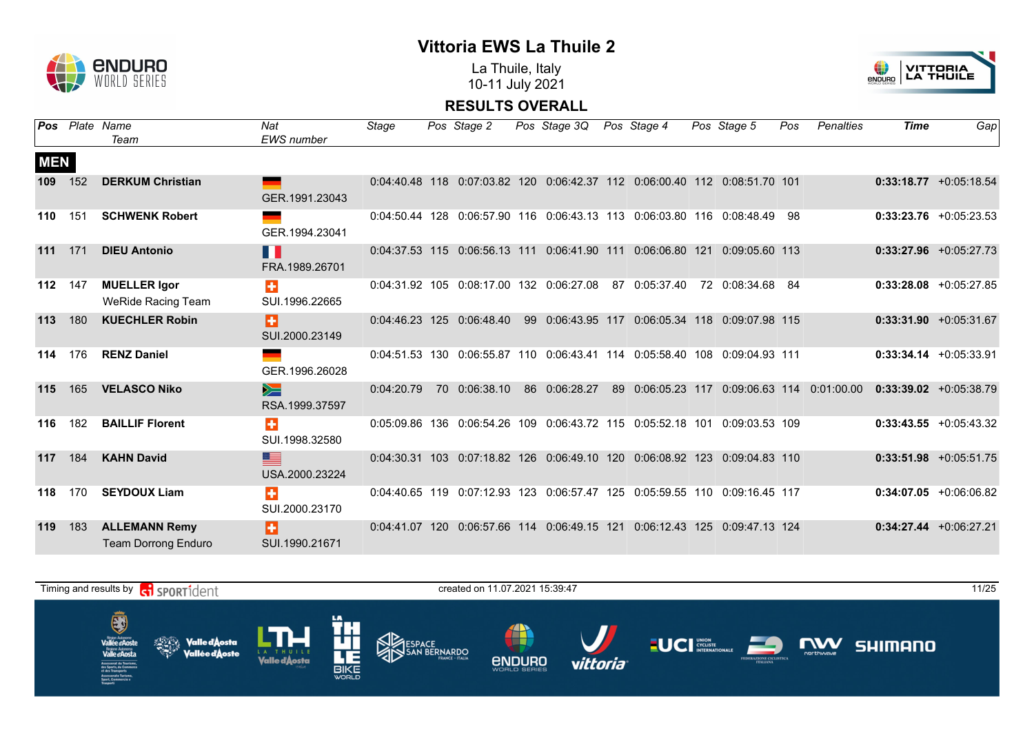# Vittoria EWS La Thuile 2

La Thuile, Italy
10-11 July 2021

## RESULTS OVERALL

| Pos | Plate | Name / Team | Nat / EWS number | Stage | Pos | Stage 2 | Pos | Stage 3Q | Pos | Stage 4 | Pos | Stage 5 | Pos | Penalties | Time | Gap |
|---|---|---|---|---|---|---|---|---|---|---|---|---|---|---|---|---|
| **MEN** | | | | | | | | | | | | | | | | |
| **109** | 152 | **DERKUM Christian** | GER.1991.23043 | 0:04:40.48 | 118 | 0:07:03.82 | 120 | 0:06:42.37 | 112 | 0:06:00.40 | 112 | 0:08:51.70 | 101 | | **0:33:18.77** | +0:05:18.54 |
| **110** | 151 | **SCHWENK Robert** | GER.1994.23041 | 0:04:50.44 | 128 | 0:06:57.90 | 116 | 0:06:43.13 | 113 | 0:06:03.80 | 116 | 0:08:48.49 | 98 | | **0:33:23.76** | +0:05:23.53 |
| **111** | 171 | **DIEU Antonio** | FRA.1989.26701 | 0:04:37.53 | 115 | 0:06:56.13 | 111 | 0:06:41.90 | 111 | 0:06:06.80 | 121 | 0:09:05.60 | 113 | | **0:33:27.96** | +0:05:27.73 |
| **112** | 147 | **MUELLER Igor** WeRide Racing Team | SUI.1996.22665 | 0:04:31.92 | 105 | 0:08:17.00 | 132 | 0:06:27.08 | 87 | 0:05:37.40 | 72 | 0:08:34.68 | 84 | | **0:33:28.08** | +0:05:27.85 |
| **113** | 180 | **KUECHLER Robin** | SUI.2000.23149 | 0:04:46.23 | 125 | 0:06:48.40 | 99 | 0:06:43.95 | 117 | 0:06:05.34 | 118 | 0:09:07.98 | 115 | | **0:33:31.90** | +0:05:31.67 |
| **114** | 176 | **RENZ Daniel** | GER.1996.26028 | 0:04:51.53 | 130 | 0:06:55.87 | 110 | 0:06:43.41 | 114 | 0:05:58.40 | 108 | 0:09:04.93 | 111 | | **0:33:34.14** | +0:05:33.91 |
| **115** | 165 | **VELASCO Niko** | RSA.1999.37597 | 0:04:20.79 | 70 | 0:06:38.10 | 86 | 0:06:28.27 | 89 | 0:06:05.23 | 117 | 0:09:06.63 | 114 | 0:01:00.00 | **0:33:39.02** | +0:05:38.79 |
| **116** | 182 | **BAILLIF Florent** | SUI.1998.32580 | 0:05:09.86 | 136 | 0:06:54.26 | 109 | 0:06:43.72 | 115 | 0:05:52.18 | 101 | 0:09:03.53 | 109 | | **0:33:43.55** | +0:05:43.32 |
| **117** | 184 | **KAHN David** | USA.2000.23224 | 0:04:30.31 | 103 | 0:07:18.82 | 126 | 0:06:49.10 | 120 | 0:06:08.92 | 123 | 0:09:04.83 | 110 | | **0:33:51.98** | +0:05:51.75 |
| **118** | 170 | **SEYDOUX Liam** | SUI.2000.23170 | 0:04:40.65 | 119 | 0:07:12.93 | 123 | 0:06:57.47 | 125 | 0:05:59.55 | 110 | 0:09:16.45 | 117 | | **0:34:07.05** | +0:06:06.82 |
| **119** | 183 | **ALLEMANN Remy** Team Dorrong Enduro | SUI.1990.21671 | 0:04:41.07 | 120 | 0:06:57.66 | 114 | 0:06:49.15 | 121 | 0:06:12.43 | 125 | 0:09:47.13 | 124 | | **0:34:27.44** | +0:06:27.21 |

Timing and results by SPORTident — created on 11.07.2021 15:39:47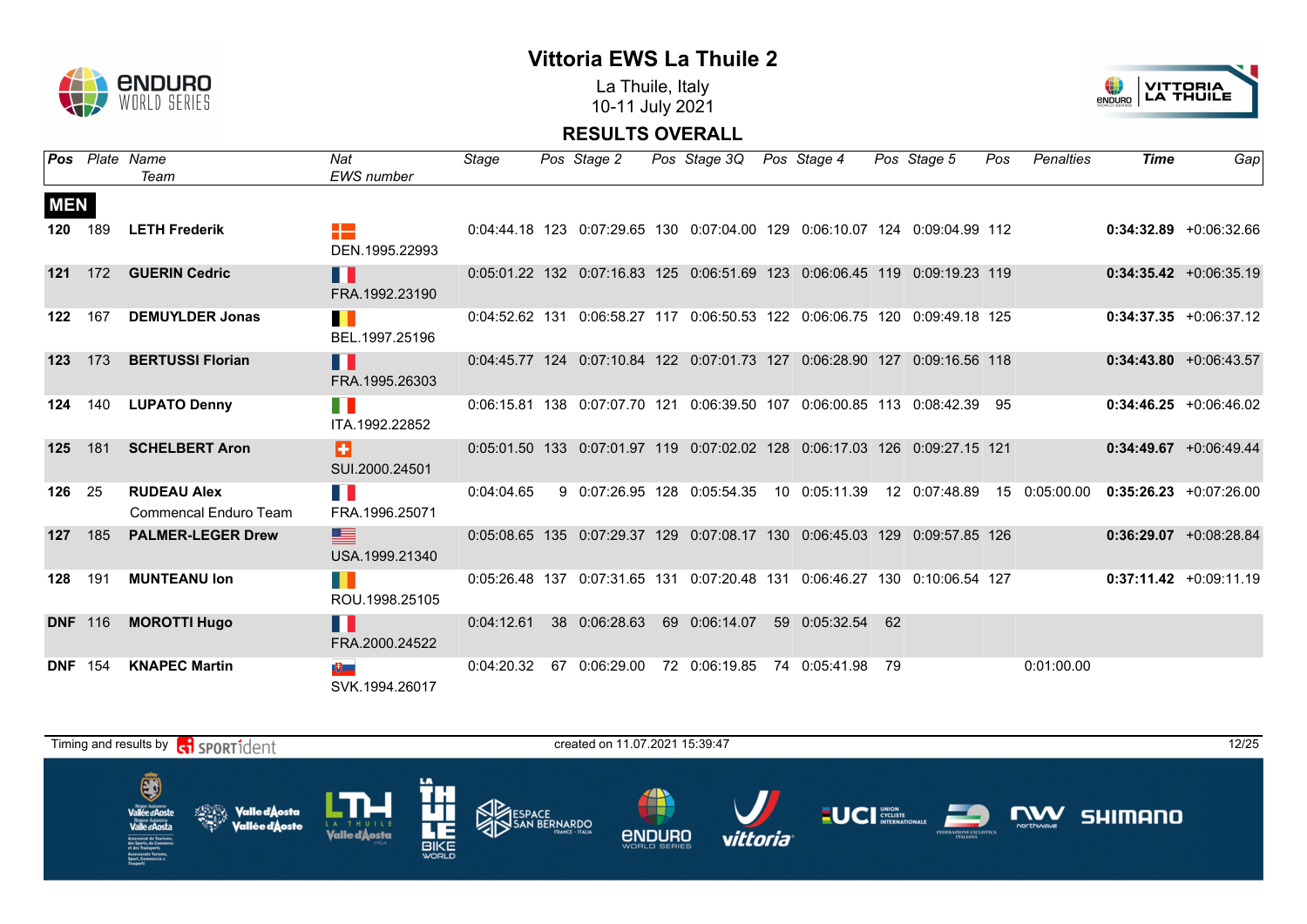# Vittoria EWS La Thuile 2

La Thuile, Italy
10-11 July 2021

## RESULTS OVERALL

| Pos | Plate | Name / Team | Nat / EWS number | Stage | Pos | Stage 2 | Pos | Stage 3Q | Pos | Stage 4 | Pos | Stage 5 | Pos | Penalties | Time | Gap |
|---|---|---|---|---|---|---|---|---|---|---|---|---|---|---|---|---|
| **MEN** | | | | | | | | | | | | | | | | |
| **120** | 189 | **LETH Frederik** | DEN.1995.22993 | 0:04:44.18 | 123 | 0:07:29.65 | 130 | 0:07:04.00 | 129 | 0:06:10.07 | 124 | 0:09:04.99 | 112 | | **0:34:32.89** | +0:06:32.66 |
| **121** | 172 | **GUERIN Cedric** | FRA.1992.23190 | 0:05:01.22 | 132 | 0:07:16.83 | 125 | 0:06:51.69 | 123 | 0:06:06.45 | 119 | 0:09:19.23 | 119 | | **0:34:35.42** | +0:06:35.19 |
| **122** | 167 | **DEMUYLDER Jonas** | BEL.1997.25196 | 0:04:52.62 | 131 | 0:06:58.27 | 117 | 0:06:50.53 | 122 | 0:06:06.75 | 120 | 0:09:49.18 | 125 | | **0:34:37.35** | +0:06:37.12 |
| **123** | 173 | **BERTUSSI Florian** | FRA.1995.26303 | 0:04:45.77 | 124 | 0:07:10.84 | 122 | 0:07:01.73 | 127 | 0:06:28.90 | 127 | 0:09:16.56 | 118 | | **0:34:43.80** | +0:06:43.57 |
| **124** | 140 | **LUPATO Denny** | ITA.1992.22852 | 0:06:15.81 | 138 | 0:07:07.70 | 121 | 0:06:39.50 | 107 | 0:06:00.85 | 113 | 0:08:42.39 | 95 | | **0:34:46.25** | +0:06:46.02 |
| **125** | 181 | **SCHELBERT Aron** | SUI.2000.24501 | 0:05:01.50 | 133 | 0:07:01.97 | 119 | 0:07:02.02 | 128 | 0:06:17.03 | 126 | 0:09:27.15 | 121 | | **0:34:49.67** | +0:06:49.44 |
| **126** | 25 | **RUDEAU Alex** Commencal Enduro Team | FRA.1996.25071 | 0:04:04.65 | 9 | 0:07:26.95 | 128 | 0:05:54.35 | 10 | 0:05:11.39 | 12 | 0:07:48.89 | 15 | 0:05:00.00 | **0:35:26.23** | +0:07:26.00 |
| **127** | 185 | **PALMER-LEGER Drew** | USA.1999.21340 | 0:05:08.65 | 135 | 0:07:29.37 | 129 | 0:07:08.17 | 130 | 0:06:45.03 | 129 | 0:09:57.85 | 126 | | **0:36:29.07** | +0:08:28.84 |
| **128** | 191 | **MUNTEANU Ion** | ROU.1998.25105 | 0:05:26.48 | 137 | 0:07:31.65 | 131 | 0:07:20.48 | 131 | 0:06:46.27 | 130 | 0:10:06.54 | 127 | | **0:37:11.42** | +0:09:11.19 |
| **DNF** | 116 | **MOROTTI Hugo** | FRA.2000.24522 | 0:04:12.61 | 38 | 0:06:28.63 | 69 | 0:06:14.07 | 59 | 0:05:32.54 | 62 | | | | | |
| **DNF** | 154 | **KNAPEC Martin** | SVK.1994.26017 | 0:04:20.32 | 67 | 0:06:29.00 | 72 | 0:06:19.85 | 74 | 0:05:41.98 | 79 | | | 0:01:00.00 | | |

Timing and results by SPORTident

created on 11.07.2021 15:39:47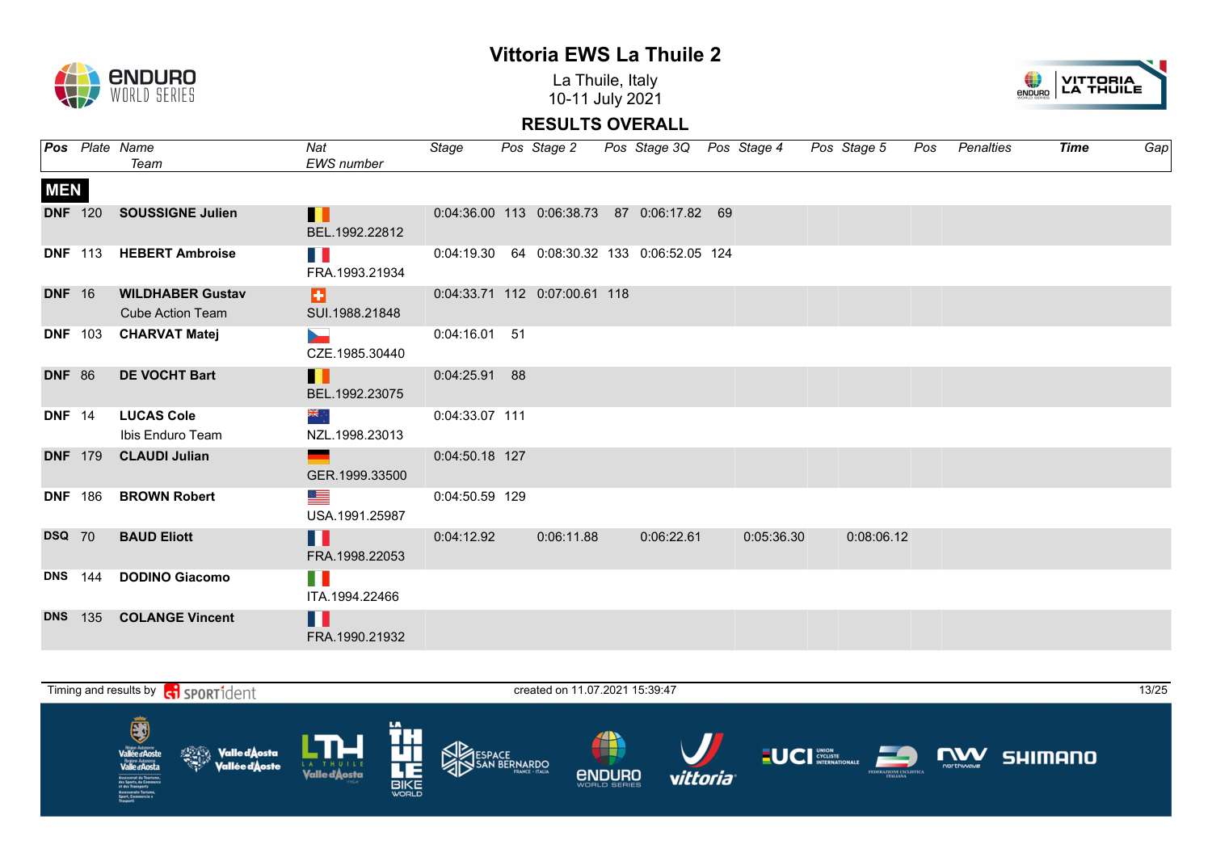# Vittoria EWS La Thuile 2

La Thuile, Italy
10-11 July 2021

## RESULTS OVERALL

| Pos | Plate | Name / Team | Nat / EWS number | Stage | Pos | Stage 2 | Pos | Stage 3Q | Pos | Stage 4 | Pos | Stage 5 | Pos | Penalties | Time | Gap |
|---|---|---|---|---|---|---|---|---|---|---|---|---|---|---|---|---|
| **MEN** | | | | | | | | | | | | | | | | |
| **DNF** | 120 | **SOUSSIGNE Julien** | BEL.1992.22812 | 0:04:36.00 | 113 | 0:06:38.73 | 87 | 0:06:17.82 | 69 | | | | | | | |
| **DNF** | 113 | **HEBERT Ambroise** | FRA.1993.21934 | 0:04:19.30 | 64 | 0:08:30.32 | 133 | 0:06:52.05 | 124 | | | | | | | |
| **DNF** | 16 | **WILDHABER Gustav** Cube Action Team | SUI.1988.21848 | 0:04:33.71 | 112 | 0:07:00.61 | 118 | | | | | | | | | |
| **DNF** | 103 | **CHARVAT Matej** | CZE.1985.30440 | 0:04:16.01 | 51 | | | | | | | | | | | |
| **DNF** | 86 | **DE VOCHT Bart** | BEL.1992.23075 | 0:04:25.91 | 88 | | | | | | | | | | | |
| **DNF** | 14 | **LUCAS Cole** Ibis Enduro Team | NZL.1998.23013 | 0:04:33.07 | 111 | | | | | | | | | | | |
| **DNF** | 179 | **CLAUDI Julian** | GER.1999.33500 | 0:04:50.18 | 127 | | | | | | | | | | | |
| **DNF** | 186 | **BROWN Robert** | USA.1991.25987 | 0:04:50.59 | 129 | | | | | | | | | | | |
| **DSQ** | 70 | **BAUD Elliott** | FRA.1998.22053 | 0:04:12.92 | | 0:06:11.88 | | 0:06:22.61 | | 0:05:36.30 | | 0:08:06.12 | | | | |
| **DNS** | 144 | **DODINO Giacomo** | ITA.1994.22466 | | | | | | | | | | | | | |
| **DNS** | 135 | **COLANGE Vincent** | FRA.1990.21932 | | | | | | | | | | | | | |

Timing and results by SPORTident — created on 11.07.2021 15:39:47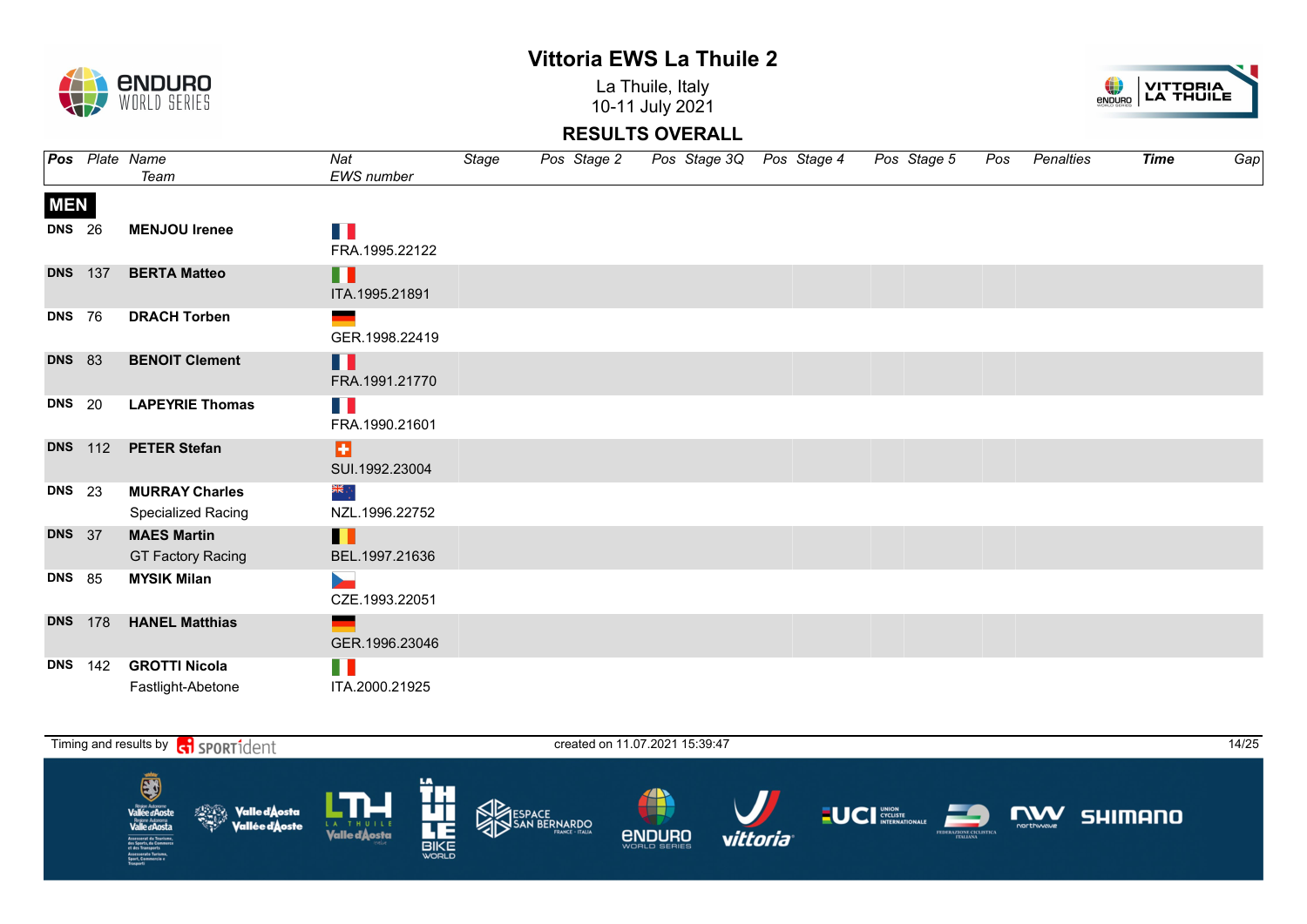# Vittoria EWS La Thuile 2

La Thuile, Italy
10-11 July 2021

## RESULTS OVERALL

| Pos | Plate | Name<br>Team | Nat<br>EWS number | Stage | Pos | Stage 2 | Pos | Stage 3Q | Pos | Stage 4 | Pos | Stage 5 | Pos | Penalties | Time | Gap |
|---|---|---|---|---|---|---|---|---|---|---|---|---|---|---|---|---|
| **MEN** | | | | | | | | | | | | | | | | |
| DNS | 26 | **MENJOU Irenee** | FRA.1995.22122 | | | | | | | | | | | | | |
| DNS | 137 | **BERTA Matteo** | ITA.1995.21891 | | | | | | | | | | | | | |
| DNS | 76 | **DRACH Torben** | GER.1998.22419 | | | | | | | | | | | | | |
| DNS | 83 | **BENOIT Clement** | FRA.1991.21770 | | | | | | | | | | | | | |
| DNS | 20 | **LAPEYRIE Thomas** | FRA.1990.21601 | | | | | | | | | | | | | |
| DNS | 112 | **PETER Stefan** | SUI.1992.23004 | | | | | | | | | | | | | |
| DNS | 23 | **MURRAY Charles**<br>Specialized Racing | NZL.1996.22752 | | | | | | | | | | | | | |
| DNS | 37 | **MAES Martin**<br>GT Factory Racing | BEL.1997.21636 | | | | | | | | | | | | | |
| DNS | 85 | **MYSIK Milan** | CZE.1993.22051 | | | | | | | | | | | | | |
| DNS | 178 | **HANEL Matthias** | GER.1996.23046 | | | | | | | | | | | | | |
| DNS | 142 | **GROTTI Nicola**<br>Fastlight-Abetone | ITA.2000.21925 | | | | | | | | | | | | | |

Timing and results by SPORTident

created on 11.07.2021 15:39:47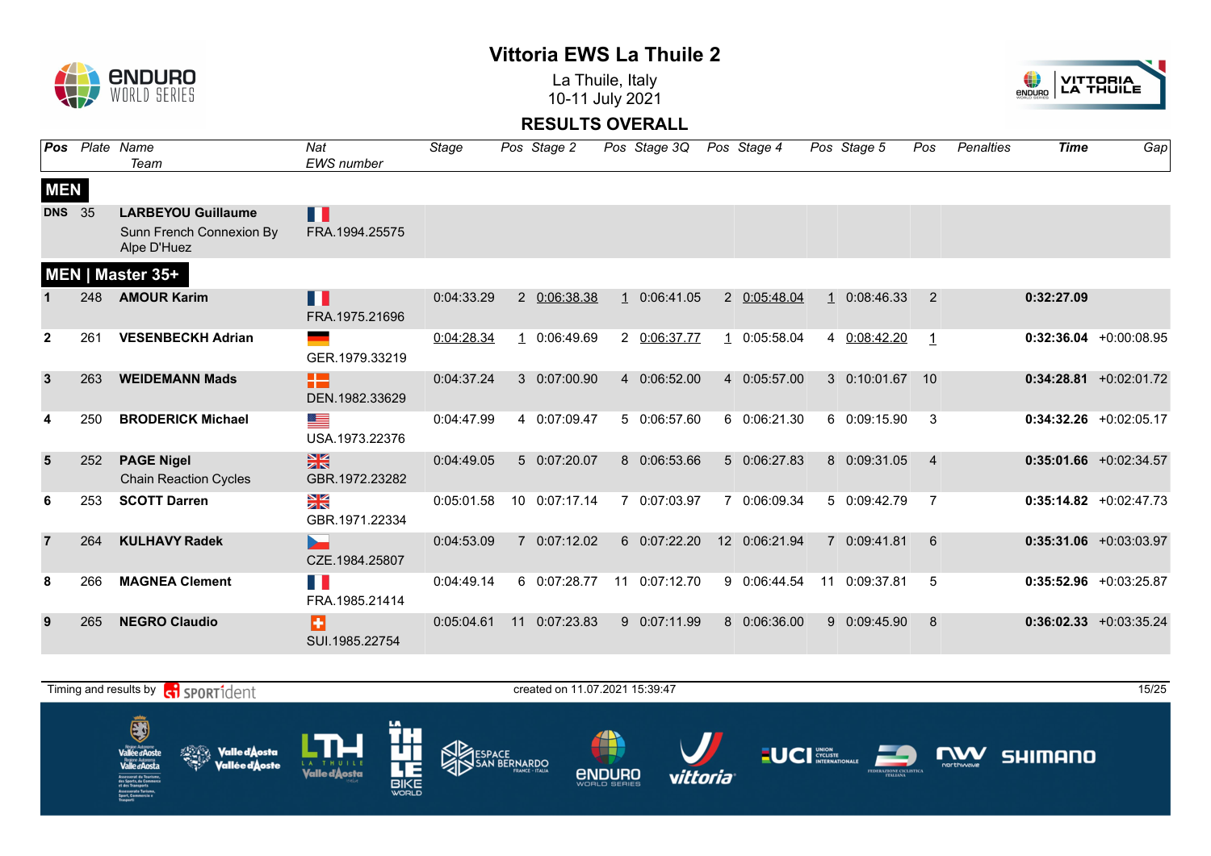# Vittoria EWS La Thuile 2

La Thuile, Italy
10-11 July 2021

## RESULTS OVERALL

| Pos | Plate | Name / Team | Nat / EWS number | Stage | Pos | Stage 2 | Pos | Stage 3Q | Pos | Stage 4 | Pos | Stage 5 | Pos | Penalties | Time | Gap |
|---|---|---|---|---|---|---|---|---|---|---|---|---|---|---|---|---|
| **MEN** | | | | | | | | | | | | | | | | |
| DNS | 35 | **LARBEYOU Guillaume** Sunn French Connexion By Alpe D'Huez | FRA.1994.25575 | | | | | | | | | | | | | |
| **MEN \| Master 35+** | | | | | | | | | | | | | | | | |
| 1 | 248 | **AMOUR Karim** | FRA.1975.21696 | 0:04:33.29 | 2 | 0:06:38.38 | 1 | 0:06:41.05 | 2 | 0:05:48.04 | 1 | 0:08:46.33 | 2 | | **0:32:27.09** | |
| 2 | 261 | **VESENBECKH Adrian** | GER.1979.33219 | 0:04:28.34 | 1 | 0:06:49.69 | 2 | 0:06:37.77 | 1 | 0:05:58.04 | 4 | 0:08:42.20 | 1 | | **0:32:36.04** | +0:00:08.95 |
| 3 | 263 | **WEIDEMANN Mads** | DEN.1982.33629 | 0:04:37.24 | 3 | 0:07:00.90 | 4 | 0:06:52.00 | 4 | 0:05:57.00 | 3 | 0:10:01.67 | 10 | | **0:34:28.81** | +0:02:01.72 |
| 4 | 250 | **BRODERICK Michael** | USA.1973.22376 | 0:04:47.99 | 4 | 0:07:09.47 | 5 | 0:06:57.60 | 6 | 0:06:21.30 | 6 | 0:09:15.90 | 3 | | **0:34:32.26** | +0:02:05.17 |
| 5 | 252 | **PAGE Nigel** Chain Reaction Cycles | GBR.1972.23282 | 0:04:49.05 | 5 | 0:07:20.07 | 8 | 0:06:53.66 | 5 | 0:06:27.83 | 8 | 0:09:31.05 | 4 | | **0:35:01.66** | +0:02:34.57 |
| 6 | 253 | **SCOTT Darren** | GBR.1971.22334 | 0:05:01.58 | 10 | 0:07:17.14 | 7 | 0:07:03.97 | 7 | 0:06:09.34 | 5 | 0:09:42.79 | 7 | | **0:35:14.82** | +0:02:47.73 |
| 7 | 264 | **KULHAVY Radek** | CZE.1984.25807 | 0:04:53.09 | 7 | 0:07:12.02 | 6 | 0:07:22.20 | 12 | 0:06:21.94 | 7 | 0:09:41.81 | 6 | | **0:35:31.06** | +0:03:03.97 |
| 8 | 266 | **MAGNEA Clement** | FRA.1985.21414 | 0:04:49.14 | 6 | 0:07:28.77 | 11 | 0:07:12.70 | 9 | 0:06:44.54 | 11 | 0:09:37.81 | 5 | | **0:35:52.96** | +0:03:25.87 |
| 9 | 265 | **NEGRO Claudio** | SUI.1985.22754 | 0:05:04.61 | 11 | 0:07:23.83 | 9 | 0:07:11.99 | 8 | 0:06:36.00 | 9 | 0:09:45.90 | 8 | | **0:36:02.33** | +0:03:35.24 |

Timing and results by SPORTident

created on 11.07.2021 15:39:47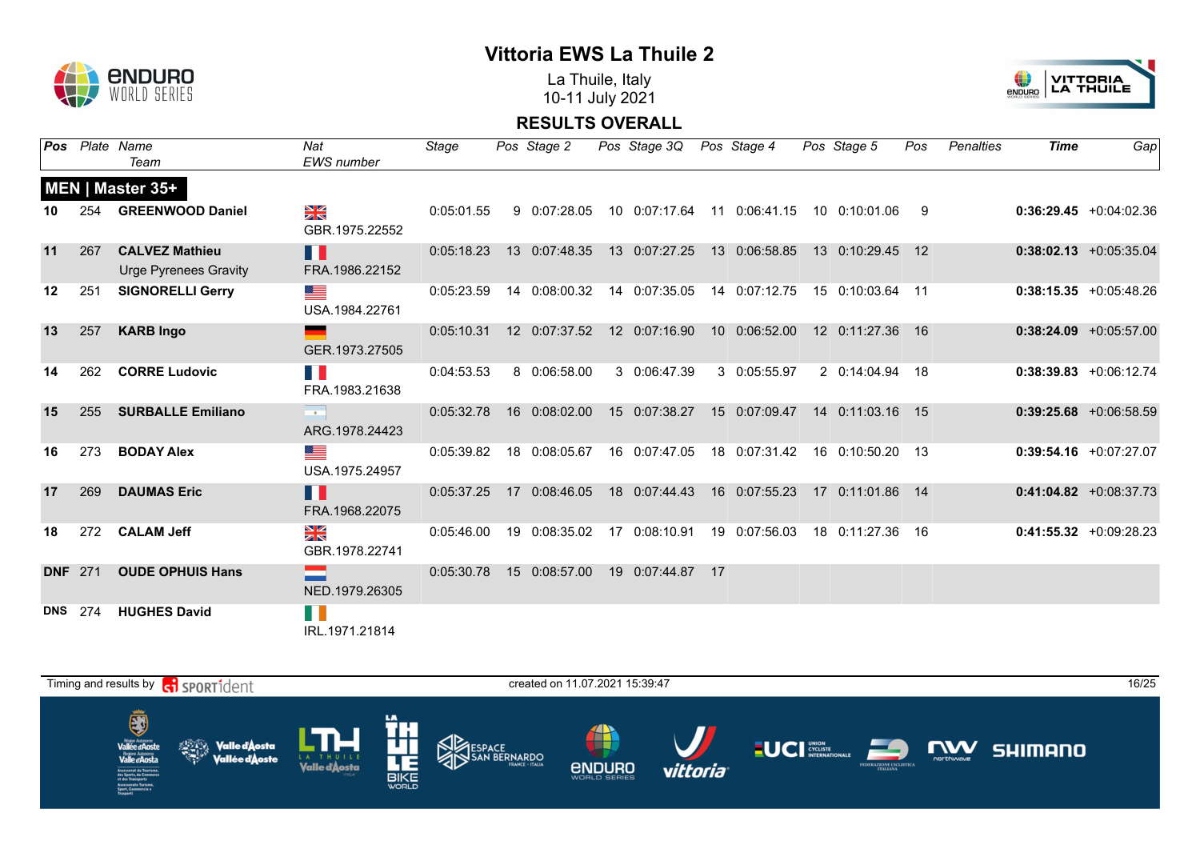# Vittoria EWS La Thuile 2

La Thuile, Italy
10-11 July 2021

## RESULTS OVERALL

| Pos | Plate | Name / Team | Nat / EWS number | Stage | Pos | Stage 2 | Pos | Stage 3Q | Pos | Stage 4 | Pos | Stage 5 | Pos | Penalties | Time | Gap |
|---|---|---|---|---|---|---|---|---|---|---|---|---|---|---|---|---|
| **MEN \| Master 35+** | | | | | | | | | | | | | | | | |
| **10** | 254 | **GREENWOOD Daniel** | GBR.1975.22552 | 0:05:01.55 | 9 | 0:07:28.05 | 10 | 0:07:17.64 | 11 | 0:06:41.15 | 10 | 0:10:01.06 | 9 | | **0:36:29.45** | +0:04:02.36 |
| **11** | 267 | **CALVEZ Mathieu** Urge Pyrenees Gravity | FRA.1986.22152 | 0:05:18.23 | 13 | 0:07:48.35 | 13 | 0:07:27.25 | 13 | 0:06:58.85 | 13 | 0:10:29.45 | 12 | | **0:38:02.13** | +0:05:35.04 |
| **12** | 251 | **SIGNORELLI Gerry** | USA.1984.22761 | 0:05:23.59 | 14 | 0:08:00.32 | 14 | 0:07:35.05 | 14 | 0:07:12.75 | 15 | 0:10:03.64 | 11 | | **0:38:15.35** | +0:05:48.26 |
| **13** | 257 | **KARB Ingo** | GER.1973.27505 | 0:05:10.31 | 12 | 0:07:37.52 | 12 | 0:07:16.90 | 10 | 0:06:52.00 | 12 | 0:11:27.36 | 16 | | **0:38:24.09** | +0:05:57.00 |
| **14** | 262 | **CORRE Ludovic** | FRA.1983.21638 | 0:04:53.53 | 8 | 0:06:58.00 | 3 | 0:06:47.39 | 3 | 0:05:55.97 | 2 | 0:14:04.94 | 18 | | **0:38:39.83** | +0:06:12.74 |
| **15** | 255 | **SURBALLE Emiliano** | ARG.1978.24423 | 0:05:32.78 | 16 | 0:08:02.00 | 15 | 0:07:38.27 | 15 | 0:07:09.47 | 14 | 0:11:03.16 | 15 | | **0:39:25.68** | +0:06:58.59 |
| **16** | 273 | **BODAY Alex** | USA.1975.24957 | 0:05:39.82 | 18 | 0:08:05.67 | 16 | 0:07:47.05 | 18 | 0:07:31.42 | 16 | 0:10:50.20 | 13 | | **0:39:54.16** | +0:07:27.07 |
| **17** | 269 | **DAUMAS Eric** | FRA.1968.22075 | 0:05:37.25 | 17 | 0:08:46.05 | 18 | 0:07:44.43 | 16 | 0:07:55.23 | 17 | 0:11:01.86 | 14 | | **0:41:04.82** | +0:08:37.73 |
| **18** | 272 | **CALAM Jeff** | GBR.1978.22741 | 0:05:46.00 | 19 | 0:08:35.02 | 17 | 0:08:10.91 | 19 | 0:07:56.03 | 18 | 0:11:27.36 | 16 | | **0:41:55.32** | +0:09:28.23 |
| **DNF** | 271 | **OUDE OPHUIS Hans** | NED.1979.26305 | 0:05:30.78 | 15 | 0:08:57.00 | 19 | 0:07:44.87 | 17 | | | | | | | |
| **DNS** | 274 | **HUGHES David** | IRL.1971.21814 | | | | | | | | | | | | | |

Timing and results by SPORTident

created on 11.07.2021 15:39:47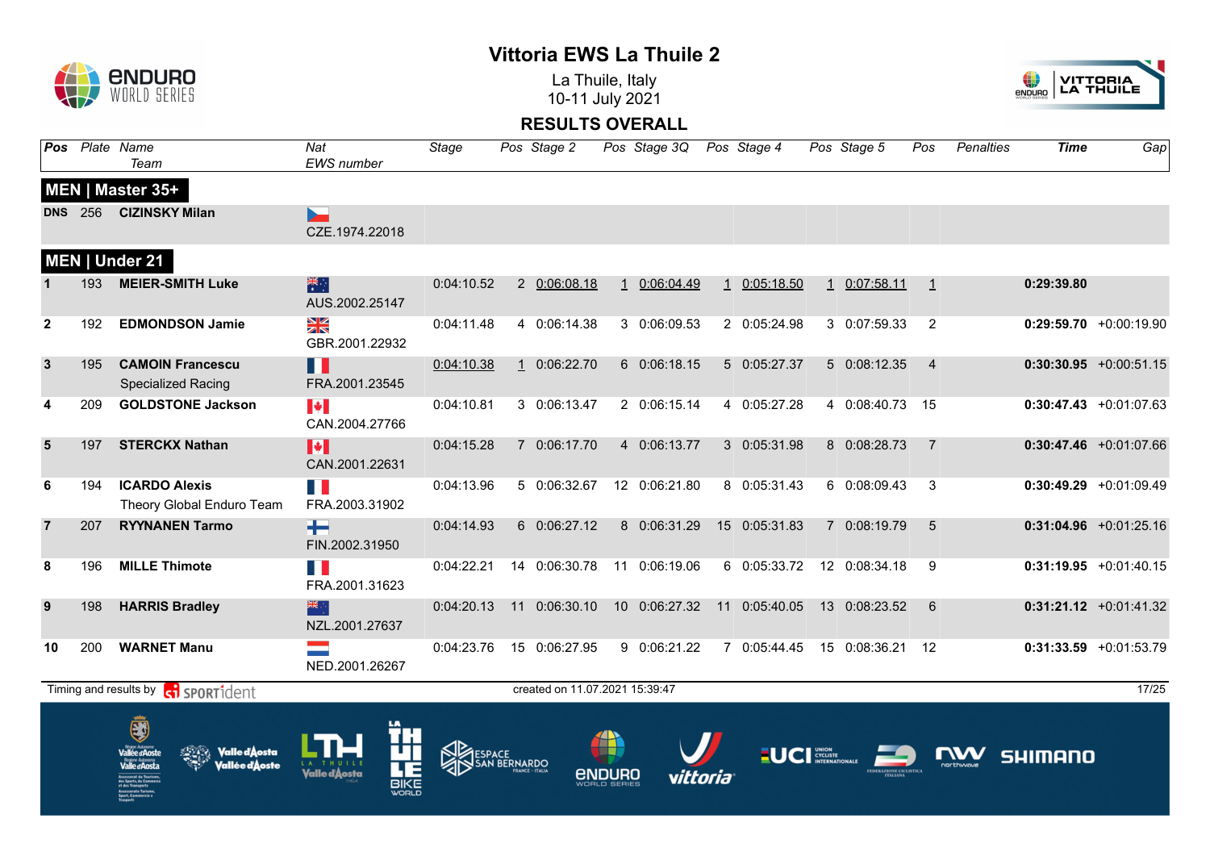# Vittoria EWS La Thuile 2

La Thuile, Italy
10-11 July 2021

## RESULTS OVERALL

| Pos | Plate | Name / Team | Nat / EWS number | Stage | Pos | Stage 2 | Pos | Stage 3Q | Pos | Stage 4 | Pos | Stage 5 | Pos | Penalties | Time | Gap |
|---|---|---|---|---|---|---|---|---|---|---|---|---|---|---|---|---|
| **MEN \| Master 35+** | | | | | | | | | | | | | | | | |
| DNS | 256 | **CIZINSKY Milan** | CZE.1974.22018 | | | | | | | | | | | | | |
| **MEN \| Under 21** | | | | | | | | | | | | | | | | |
| 1 | 193 | **MEIER-SMITH Luke** | AUS.2002.25147 | 0:04:10.52 | 2 | 0:06:08.18 | 1 | 0:06:04.49 | 1 | 0:05:18.50 | 1 | 0:07:58.11 | 1 | | **0:29:39.80** | |
| 2 | 192 | **EDMONDSON Jamie** | GBR.2001.22932 | 0:04:11.48 | 4 | 0:06:14.38 | 3 | 0:06:09.53 | 2 | 0:05:24.98 | 3 | 0:07:59.33 | 2 | | **0:29:59.70** | +0:00:19.90 |
| 3 | 195 | **CAMOIN Francescu** Specialized Racing | FRA.2001.23545 | 0:04:10.38 | 1 | 0:06:22.70 | 6 | 0:06:18.15 | 5 | 0:05:27.37 | 5 | 0:08:12.35 | 4 | | **0:30:30.95** | +0:00:51.15 |
| 4 | 209 | **GOLDSTONE Jackson** | CAN.2004.27766 | 0:04:10.81 | 3 | 0:06:13.47 | 2 | 0:06:15.14 | 4 | 0:05:27.28 | 4 | 0:08:40.73 | 15 | | **0:30:47.43** | +0:01:07.63 |
| 5 | 197 | **STERCKX Nathan** | CAN.2001.22631 | 0:04:15.28 | 7 | 0:06:17.70 | 4 | 0:06:13.77 | 3 | 0:05:31.98 | 8 | 0:08:28.73 | 7 | | **0:30:47.46** | +0:01:07.66 |
| 6 | 194 | **ICARDO Alexis** Theory Global Enduro Team | FRA.2003.31902 | 0:04:13.96 | 5 | 0:06:32.67 | 12 | 0:06:21.80 | 8 | 0:05:31.43 | 6 | 0:08:09.43 | 3 | | **0:30:49.29** | +0:01:09.49 |
| 7 | 207 | **RYYNANEN Tarmo** | FIN.2002.31950 | 0:04:14.93 | 6 | 0:06:27.12 | 8 | 0:06:31.29 | 15 | 0:05:31.83 | 7 | 0:08:19.79 | 5 | | **0:31:04.96** | +0:01:25.16 |
| 8 | 196 | **MILLE Thimote** | FRA.2001.31623 | 0:04:22.21 | 14 | 0:06:30.78 | 11 | 0:06:19.06 | 6 | 0:05:33.72 | 12 | 0:08:34.18 | 9 | | **0:31:19.95** | +0:01:40.15 |
| 9 | 198 | **HARRIS Bradley** | NZL.2001.27637 | 0:04:20.13 | 11 | 0:06:30.10 | 10 | 0:06:27.32 | 11 | 0:05:40.05 | 13 | 0:08:23.52 | 6 | | **0:31:21.12** | +0:01:41.32 |
| 10 | 200 | **WARNET Manu** | NED.2001.26267 | 0:04:23.76 | 15 | 0:06:27.95 | 9 | 0:06:21.22 | 7 | 0:05:44.45 | 15 | 0:08:36.21 | 12 | | **0:31:33.59** | +0:01:53.79 |

Timing and results by SPORTident — created on 11.07.2021 15:39:47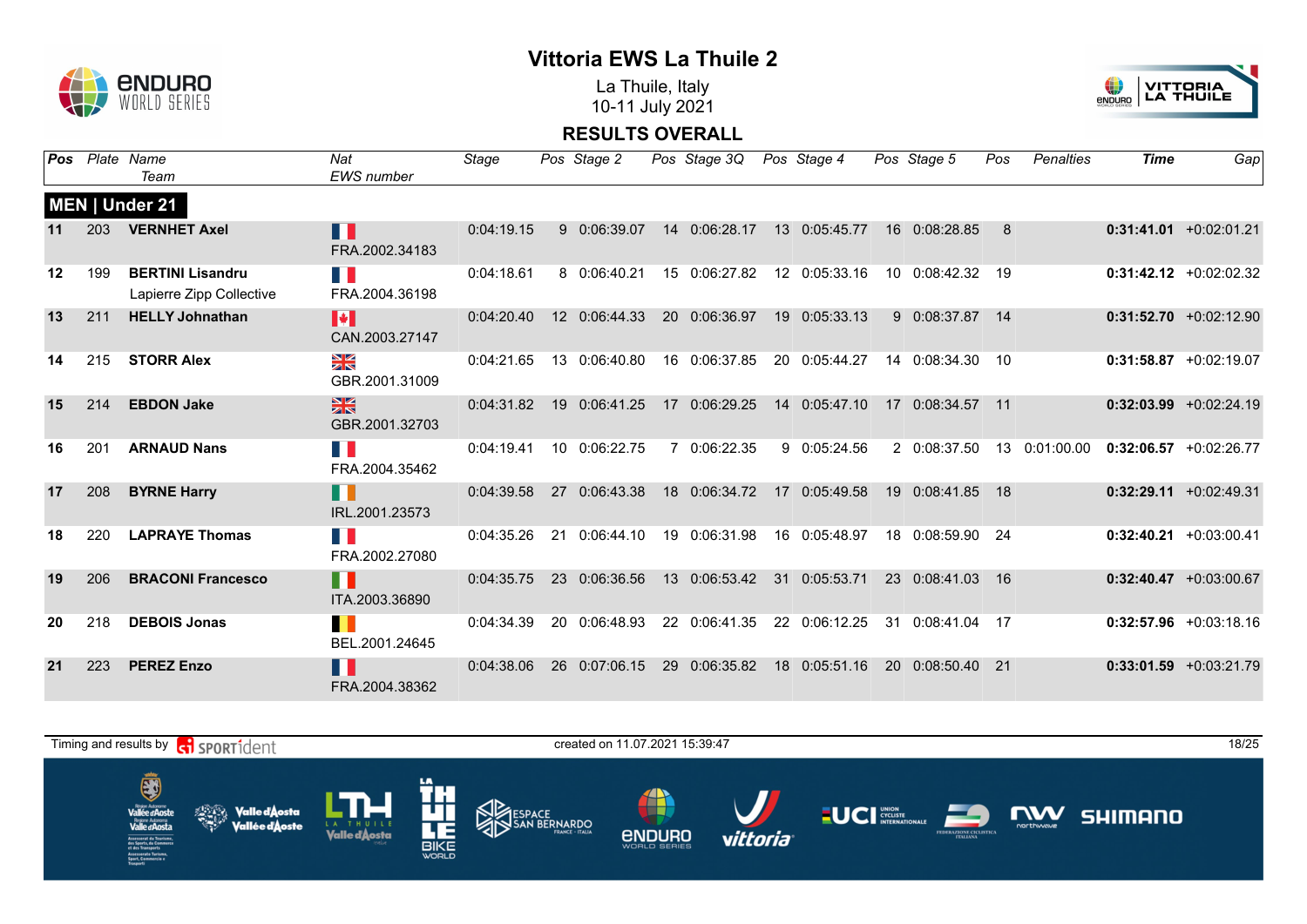# Vittoria EWS La Thuile 2

La Thuile, Italy
10-11 July 2021

## RESULTS OVERALL

### MEN | Under 21

| Pos | Plate | Name / Team | Nat / EWS number | Stage | Pos | Stage 2 | Pos | Stage 3Q | Pos | Stage 4 | Pos | Stage 5 | Pos | Penalties | Time | Gap |
|---|---|---|---|---|---|---|---|---|---|---|---|---|---|---|---|---|
| 11 | 203 | **VERNHET Axel** | FRA.2002.34183 | 0:04:19.15 | 9 | 0:06:39.07 | 14 | 0:06:28.17 | 13 | 0:05:45.77 | 16 | 0:08:28.85 | 8 | | **0:31:41.01** | +0:02:01.21 |
| 12 | 199 | **BERTINI Lisandru** Lapierre Zipp Collective | FRA.2004.36198 | 0:04:18.61 | 8 | 0:06:40.21 | 15 | 0:06:27.82 | 12 | 0:05:33.16 | 10 | 0:08:42.32 | 19 | | **0:31:42.12** | +0:02:02.32 |
| 13 | 211 | **HELLY Johnathan** | CAN.2003.27147 | 0:04:20.40 | 12 | 0:06:44.33 | 20 | 0:06:36.97 | 19 | 0:05:33.13 | 9 | 0:08:37.87 | 14 | | **0:31:52.70** | +0:02:12.90 |
| 14 | 215 | **STORR Alex** | GBR.2001.31009 | 0:04:21.65 | 13 | 0:06:40.80 | 16 | 0:06:37.85 | 20 | 0:05:44.27 | 14 | 0:08:34.30 | 10 | | **0:31:58.87** | +0:02:19.07 |
| 15 | 214 | **EBDON Jake** | GBR.2001.32703 | 0:04:31.82 | 19 | 0:06:41.25 | 17 | 0:06:29.25 | 14 | 0:05:47.10 | 17 | 0:08:34.57 | 11 | | **0:32:03.99** | +0:02:24.19 |
| 16 | 201 | **ARNAUD Nans** | FRA.2004.35462 | 0:04:19.41 | 10 | 0:06:22.75 | 7 | 0:06:22.35 | 9 | 0:05:24.56 | 2 | 0:08:37.50 | 13 | 0:01:00.00 | **0:32:06.57** | +0:02:26.77 |
| 17 | 208 | **BYRNE Harry** | IRL.2001.23573 | 0:04:39.58 | 27 | 0:06:43.38 | 18 | 0:06:34.72 | 17 | 0:05:49.58 | 19 | 0:08:41.85 | 18 | | **0:32:29.11** | +0:02:49.31 |
| 18 | 220 | **LAPRAYE Thomas** | FRA.2002.27080 | 0:04:35.26 | 21 | 0:06:44.10 | 19 | 0:06:31.98 | 16 | 0:05:48.97 | 18 | 0:08:59.90 | 24 | | **0:32:40.21** | +0:03:00.41 |
| 19 | 206 | **BRACONI Francesco** | ITA.2003.36890 | 0:04:35.75 | 23 | 0:06:36.56 | 13 | 0:06:53.42 | 31 | 0:05:53.71 | 23 | 0:08:41.03 | 16 | | **0:32:40.47** | +0:03:00.67 |
| 20 | 218 | **DEBOIS Jonas** | BEL.2001.24645 | 0:04:34.39 | 20 | 0:06:48.93 | 22 | 0:06:41.35 | 22 | 0:06:12.25 | 31 | 0:08:41.04 | 17 | | **0:32:57.96** | +0:03:18.16 |
| 21 | 223 | **PEREZ Enzo** | FRA.2004.38362 | 0:04:38.06 | 26 | 0:07:06.15 | 29 | 0:06:35.82 | 18 | 0:05:51.16 | 20 | 0:08:50.40 | 21 | | **0:33:01.59** | +0:03:21.79 |

Timing and results by SPORTident — created on 11.07.2021 15:39:47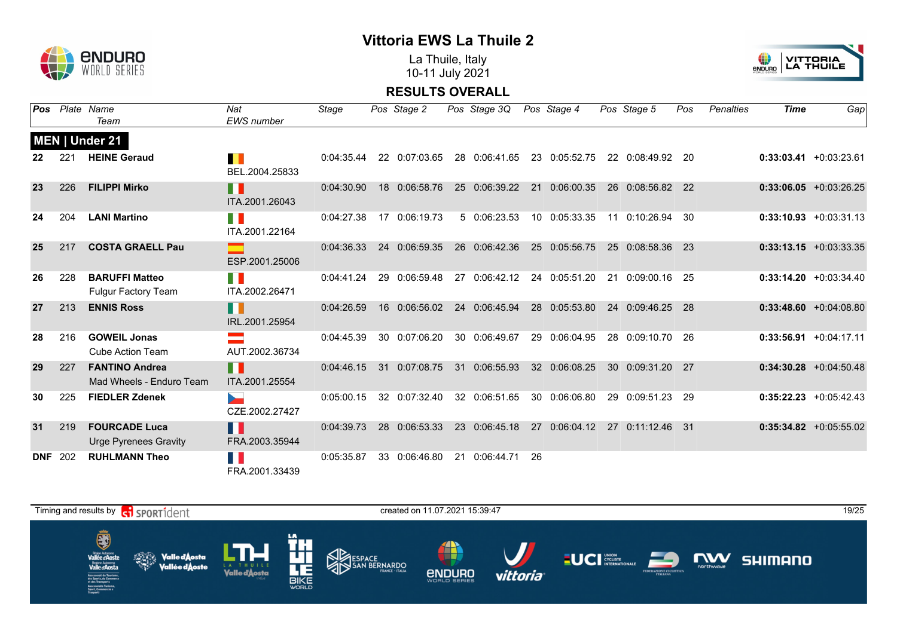# Vittoria EWS La Thuile 2

La Thuile, Italy
10-11 July 2021

## RESULTS OVERALL

### MEN | Under 21

| Pos | Plate | Name / Team | Nat / EWS number | Stage | Pos | Stage 2 | Pos | Stage 3Q | Pos | Stage 4 | Pos | Stage 5 | Pos | Penalties | Time | Gap |
|---|---|---|---|---|---|---|---|---|---|---|---|---|---|---|---|---|
| 22 | 221 | **HEINE Geraud** | BEL.2004.25833 | 0:04:35.44 | 22 | 0:07:03.65 | 28 | 0:06:41.65 | 23 | 0:05:52.75 | 22 | 0:08:49.92 | 20 | | **0:33:03.41** | +0:03:23.61 |
| 23 | 226 | **FILIPPI Mirko** | ITA.2001.26043 | 0:04:30.90 | 18 | 0:06:58.76 | 25 | 0:06:39.22 | 21 | 0:06:00.35 | 26 | 0:08:56.82 | 22 | | **0:33:06.05** | +0:03:26.25 |
| 24 | 204 | **LANI Martino** | ITA.2001.22164 | 0:04:27.38 | 17 | 0:06:19.73 | 5 | 0:06:23.53 | 10 | 0:05:33.35 | 11 | 0:10:26.94 | 30 | | **0:33:10.93** | +0:03:31.13 |
| 25 | 217 | **COSTA GRAELL Pau** | ESP.2001.25006 | 0:04:36.33 | 24 | 0:06:59.35 | 26 | 0:06:42.36 | 25 | 0:05:56.75 | 25 | 0:08:58.36 | 23 | | **0:33:13.15** | +0:03:33.35 |
| 26 | 228 | **BARUFFI Matteo** Fulgur Factory Team | ITA.2002.26471 | 0:04:41.24 | 29 | 0:06:59.48 | 27 | 0:06:42.12 | 24 | 0:05:51.20 | 21 | 0:09:00.16 | 25 | | **0:33:14.20** | +0:03:34.40 |
| 27 | 213 | **ENNIS Ross** | IRL.2001.25954 | 0:04:26.59 | 16 | 0:06:56.02 | 24 | 0:06:45.94 | 28 | 0:05:53.80 | 24 | 0:09:46.25 | 28 | | **0:33:48.60** | +0:04:08.80 |
| 28 | 216 | **GOWEIL Jonas** Cube Action Team | AUT.2002.36734 | 0:04:45.39 | 30 | 0:07:06.20 | 30 | 0:06:49.67 | 29 | 0:06:04.95 | 28 | 0:09:10.70 | 26 | | **0:33:56.91** | +0:04:17.11 |
| 29 | 227 | **FANTINO Andrea** Mad Wheels - Enduro Team | ITA.2001.25554 | 0:04:46.15 | 31 | 0:07:08.75 | 31 | 0:06:55.93 | 32 | 0:06:08.25 | 30 | 0:09:31.20 | 27 | | **0:34:30.28** | +0:04:50.48 |
| 30 | 225 | **FIEDLER Zdenek** | CZE.2002.27427 | 0:05:00.15 | 32 | 0:07:32.40 | 32 | 0:06:51.65 | 30 | 0:06:06.80 | 29 | 0:09:51.23 | 29 | | **0:35:22.23** | +0:05:42.43 |
| 31 | 219 | **FOURCADE Luca** Urge Pyrenees Gravity | FRA.2003.35944 | 0:04:39.73 | 28 | 0:06:53.33 | 23 | 0:06:45.18 | 27 | 0:06:04.12 | 27 | 0:11:12.46 | 31 | | **0:35:34.82** | +0:05:55.02 |
| DNF | 202 | **RUHLMANN Theo** | FRA.2001.33439 | 0:05:35.87 | 33 | 0:06:46.80 | 21 | 0:06:44.71 | 26 | | | | | | | |

Timing and results by SPORTident

created on 11.07.2021 15:39:47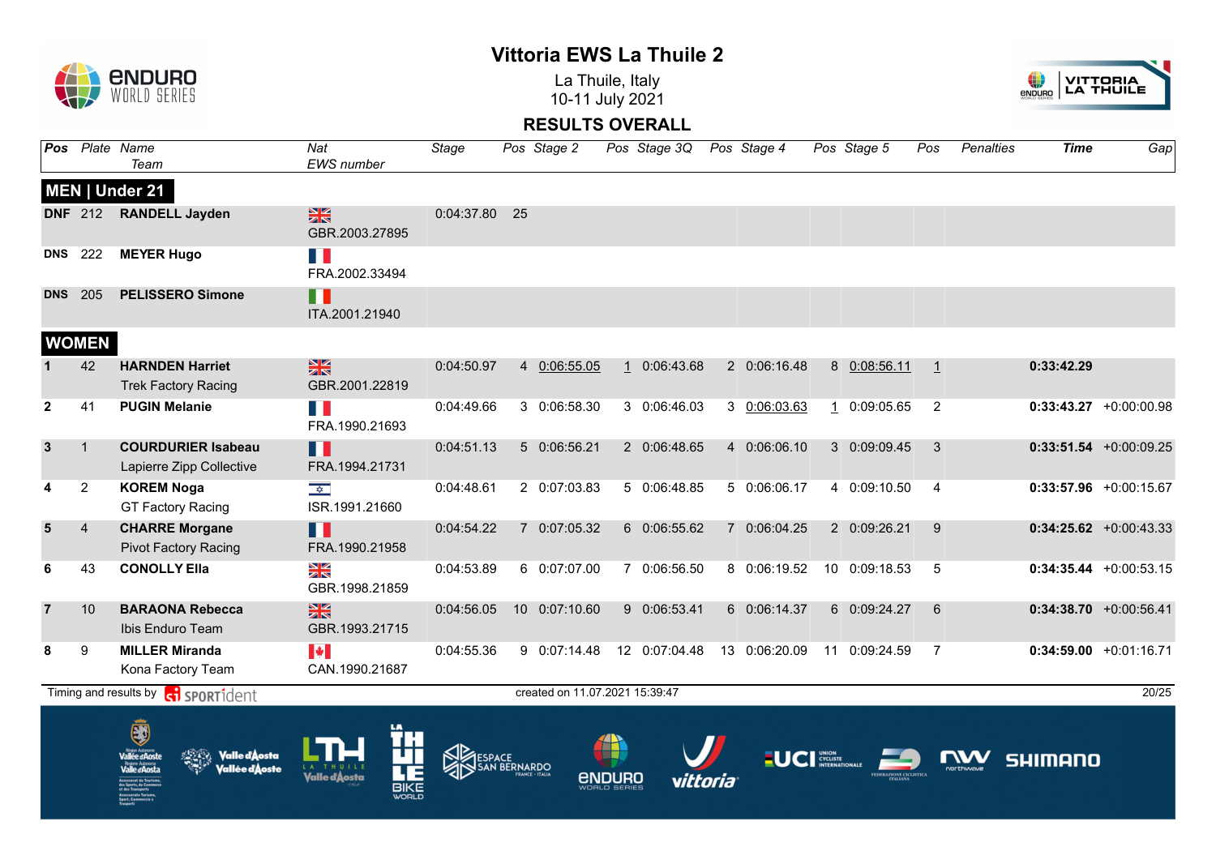# Vittoria EWS La Thuile 2

La Thuile, Italy
10-11 July 2021

## RESULTS OVERALL

| Pos | Plate | Name / Team | Nat / EWS number | Stage | Pos | Stage 2 | Pos | Stage 3Q | Pos | Stage 4 | Pos | Stage 5 | Pos | Penalties | Time | Gap |
|---|---|---|---|---|---|---|---|---|---|---|---|---|---|---|---|---|
| **MEN \| Under 21** | | | | | | | | | | | | | | | | |
| **DNF** | 212 | **RANDELL Jayden** | GBR.2003.27895 | 0:04:37.80 | 25 | | | | | | | | | | | |
| **DNS** | 222 | **MEYER Hugo** | FRA.2002.33494 | | | | | | | | | | | | | |
| **DNS** | 205 | **PELISSERO Simone** | ITA.2001.21940 | | | | | | | | | | | | | |
| **WOMEN** | | | | | | | | | | | | | | | | |
| **1** | 42 | **HARNDEN Harriet** Trek Factory Racing | GBR.2001.22819 | 0:04:50.97 | 4 | 0:06:55.05 | 1 | 0:06:43.68 | 2 | 0:06:16.48 | 8 | 0:08:56.11 | 1 | | **0:33:42.29** | |
| **2** | 41 | **PUGIN Melanie** | FRA.1990.21693 | 0:04:49.66 | 3 | 0:06:58.30 | 3 | 0:06:46.03 | 3 | 0:06:03.63 | 1 | 0:09:05.65 | 2 | | **0:33:43.27** | +0:00:00.98 |
| **3** | 1 | **COURDURIER Isabeau** Lapierre Zipp Collective | FRA.1994.21731 | 0:04:51.13 | 5 | 0:06:56.21 | 2 | 0:06:48.65 | 4 | 0:06:06.10 | 3 | 0:09:09.45 | 3 | | **0:33:51.54** | +0:00:09.25 |
| **4** | 2 | **KOREM Noga** GT Factory Racing | ISR.1991.21660 | 0:04:48.61 | 2 | 0:07:03.83 | 5 | 0:06:48.85 | 5 | 0:06:06.17 | 4 | 0:09:10.50 | 4 | | **0:33:57.96** | +0:00:15.67 |
| **5** | 4 | **CHARRE Morgane** Pivot Factory Racing | FRA.1990.21958 | 0:04:54.22 | 7 | 0:07:05.32 | 6 | 0:06:55.62 | 7 | 0:06:04.25 | 2 | 0:09:26.21 | 9 | | **0:34:25.62** | +0:00:43.33 |
| **6** | 43 | **CONOLLY Ella** | GBR.1998.21859 | 0:04:53.89 | 6 | 0:07:07.00 | 7 | 0:06:56.50 | 8 | 0:06:19.52 | 10 | 0:09:18.53 | 5 | | **0:34:35.44** | +0:00:53.15 |
| **7** | 10 | **BARAONA Rebecca** Ibis Enduro Team | GBR.1993.21715 | 0:04:56.05 | 10 | 0:07:10.60 | 9 | 0:06:53.41 | 6 | 0:06:14.37 | 6 | 0:09:24.27 | 6 | | **0:34:38.70** | +0:00:56.41 |
| **8** | 9 | **MILLER Miranda** Kona Factory Team | CAN.1990.21687 | 0:04:55.36 | 9 | 0:07:14.48 | 12 | 0:07:04.48 | 13 | 0:06:20.09 | 11 | 0:09:24.59 | 7 | | **0:34:59.00** | +0:01:16.71 |

Timing and results by SPORTident

created on 11.07.2021 15:39:47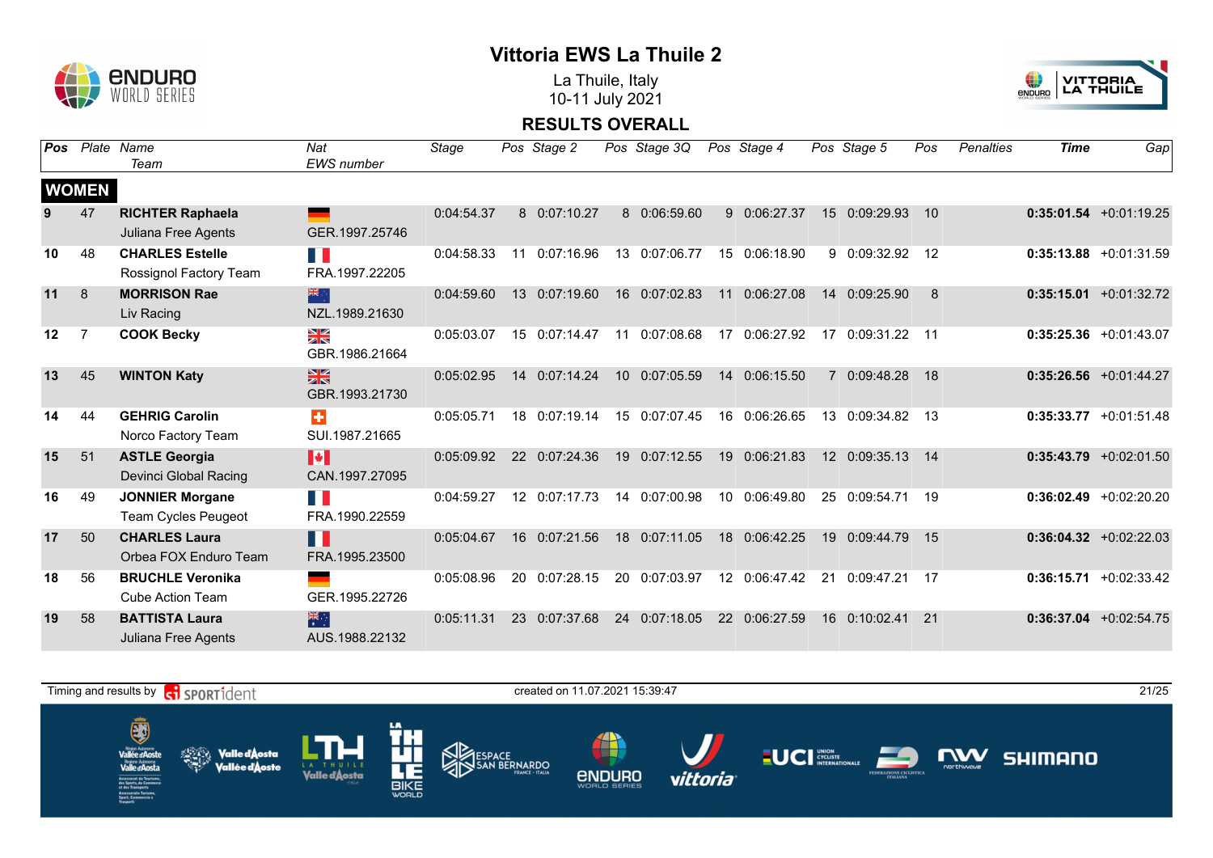# Vittoria EWS La Thuile 2

La Thuile, Italy
10-11 July 2021

## RESULTS OVERALL

| Pos | Plate | Name / Team | Nat / EWS number | Stage | Pos | Stage 2 | Pos | Stage 3Q | Pos | Stage 4 | Pos | Stage 5 | Pos | Penalties | Time | Gap |
|---|---|---|---|---|---|---|---|---|---|---|---|---|---|---|---|---|
| **WOMEN** | | | | | | | | | | | | | | | | |
| 9 | 47 | **RICHTER Raphaela** Juliana Free Agents | GER.1997.25746 | 0:04:54.37 | 8 | 0:07:10.27 | 8 | 0:06:59.60 | 9 | 0:06:27.37 | 15 | 0:09:29.93 | 10 | | **0:35:01.54** | +0:01:19.25 |
| 10 | 48 | **CHARLES Estelle** Rossignol Factory Team | FRA.1997.22205 | 0:04:58.33 | 11 | 0:07:16.96 | 13 | 0:07:06.77 | 15 | 0:06:18.90 | 9 | 0:09:32.92 | 12 | | **0:35:13.88** | +0:01:31.59 |
| 11 | 8 | **MORRISON Rae** Liv Racing | NZL.1989.21630 | 0:04:59.60 | 13 | 0:07:19.60 | 16 | 0:07:02.83 | 11 | 0:06:27.08 | 14 | 0:09:25.90 | 8 | | **0:35:15.01** | +0:01:32.72 |
| 12 | 7 | **COOK Becky** | GBR.1986.21664 | 0:05:03.07 | 15 | 0:07:14.47 | 11 | 0:07:08.68 | 17 | 0:06:27.92 | 17 | 0:09:31.22 | 11 | | **0:35:25.36** | +0:01:43.07 |
| 13 | 45 | **WINTON Katy** | GBR.1993.21730 | 0:05:02.95 | 14 | 0:07:14.24 | 10 | 0:07:05.59 | 14 | 0:06:15.50 | 7 | 0:09:48.28 | 18 | | **0:35:26.56** | +0:01:44.27 |
| 14 | 44 | **GEHRIG Carolin** Norco Factory Team | SUI.1987.21665 | 0:05:05.71 | 18 | 0:07:19.14 | 15 | 0:07:07.45 | 16 | 0:06:26.65 | 13 | 0:09:34.82 | 13 | | **0:35:33.77** | +0:01:51.48 |
| 15 | 51 | **ASTLE Georgia** Devinci Global Racing | CAN.1997.27095 | 0:05:09.92 | 22 | 0:07:24.36 | 19 | 0:07:12.55 | 19 | 0:06:21.83 | 12 | 0:09:35.13 | 14 | | **0:35:43.79** | +0:02:01.50 |
| 16 | 49 | **JONNIER Morgane** Team Cycles Peugeot | FRA.1990.22559 | 0:04:59.27 | 12 | 0:07:17.73 | 14 | 0:07:00.98 | 10 | 0:06:49.80 | 25 | 0:09:54.71 | 19 | | **0:36:02.49** | +0:02:20.20 |
| 17 | 50 | **CHARLES Laura** Orbea FOX Enduro Team | FRA.1995.23500 | 0:05:04.67 | 16 | 0:07:21.56 | 18 | 0:07:11.05 | 18 | 0:06:42.25 | 19 | 0:09:44.79 | 15 | | **0:36:04.32** | +0:02:22.03 |
| 18 | 56 | **BRUCHLE Veronika** Cube Action Team | GER.1995.22726 | 0:05:08.96 | 20 | 0:07:28.15 | 20 | 0:07:03.97 | 12 | 0:06:47.42 | 21 | 0:09:47.21 | 17 | | **0:36:15.71** | +0:02:33.42 |
| 19 | 58 | **BATTISTA Laura** Juliana Free Agents | AUS.1988.22132 | 0:05:11.31 | 23 | 0:07:37.68 | 24 | 0:07:18.05 | 22 | 0:06:27.59 | 16 | 0:10:02.41 | 21 | | **0:36:37.04** | +0:02:54.75 |

Timing and results by SPORTident — created on 11.07.2021 15:39:47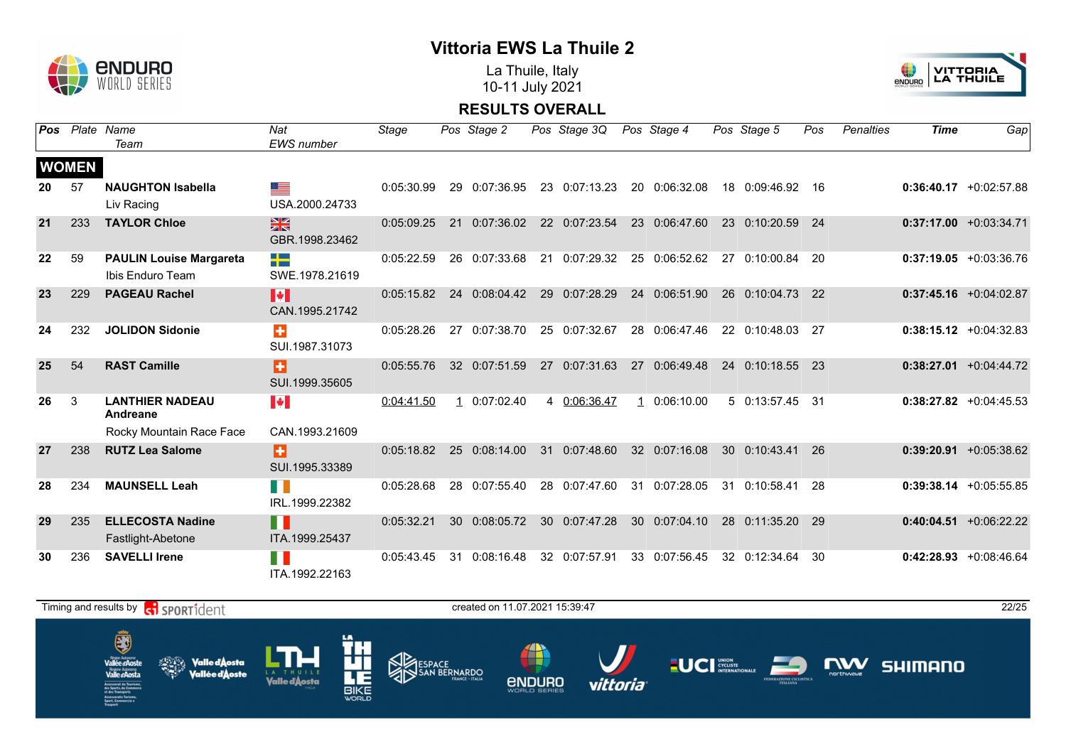# Vittoria EWS La Thuile 2

La Thuile, Italy
10-11 July 2021

## RESULTS OVERALL

| Pos | Plate | Name / Team | Nat / EWS number | Stage | Pos | Stage 2 | Pos | Stage 3Q | Pos | Stage 4 | Pos | Stage 5 | Pos | Penalties | Time | Gap |
|---|---|---|---|---|---|---|---|---|---|---|---|---|---|---|---|---|
| **WOMEN** | | | | | | | | | | | | | | | | |
| 20 | 57 | **NAUGHTON Isabella** Liv Racing | USA.2000.24733 | 0:05:30.99 | 29 | 0:07:36.95 | 23 | 0:07:13.23 | 20 | 0:06:32.08 | 18 | 0:09:46.92 | 16 | | **0:36:40.17** | +0:02:57.88 |
| 21 | 233 | **TAYLOR Chloe** | GBR.1998.23462 | 0:05:09.25 | 21 | 0:07:36.02 | 22 | 0:07:23.54 | 23 | 0:06:47.60 | 23 | 0:10:20.59 | 24 | | **0:37:17.00** | +0:03:34.71 |
| 22 | 59 | **PAULIN Louise Margareta** Ibis Enduro Team | SWE.1978.21619 | 0:05:22.59 | 26 | 0:07:33.68 | 21 | 0:07:29.32 | 25 | 0:06:52.62 | 27 | 0:10:00.84 | 20 | | **0:37:19.05** | +0:03:36.76 |
| 23 | 229 | **PAGEAU Rachel** | CAN.1995.21742 | 0:05:15.82 | 24 | 0:08:04.42 | 29 | 0:07:28.29 | 24 | 0:06:51.90 | 26 | 0:10:04.73 | 22 | | **0:37:45.16** | +0:04:02.87 |
| 24 | 232 | **JOLIDON Sidonie** | SUI.1987.31073 | 0:05:28.26 | 27 | 0:07:38.70 | 25 | 0:07:32.67 | 28 | 0:06:47.46 | 22 | 0:10:48.03 | 27 | | **0:38:15.12** | +0:04:32.83 |
| 25 | 54 | **RAST Camille** | SUI.1999.35605 | 0:05:55.76 | 32 | 0:07:51.59 | 27 | 0:07:31.63 | 27 | 0:06:49.48 | 24 | 0:10:18.55 | 23 | | **0:38:27.01** | +0:04:44.72 |
| 26 | 3 | **LANTHIER NADEAU Andreane** Rocky Mountain Race Face | CAN.1993.21609 | 0:04:41.50 | 1 | 0:07:02.40 | 4 | 0:06:36.47 | 1 | 0:06:10.00 | 5 | 0:13:57.45 | 31 | | **0:38:27.82** | +0:04:45.53 |
| 27 | 238 | **RUTZ Lea Salome** | SUI.1995.33389 | 0:05:18.82 | 25 | 0:08:14.00 | 31 | 0:07:48.60 | 32 | 0:07:16.08 | 30 | 0:10:43.41 | 26 | | **0:39:20.91** | +0:05:38.62 |
| 28 | 234 | **MAUNSELL Leah** | IRL.1999.22382 | 0:05:28.68 | 28 | 0:07:55.40 | 28 | 0:07:47.60 | 31 | 0:07:28.05 | 31 | 0:10:58.41 | 28 | | **0:39:38.14** | +0:05:55.85 |
| 29 | 235 | **ELLECOSTA Nadine** Fastlight-Abetone | ITA.1999.25437 | 0:05:32.21 | 30 | 0:08:05.72 | 30 | 0:07:47.28 | 30 | 0:07:04.10 | 28 | 0:11:35.20 | 29 | | **0:40:04.51** | +0:06:22.22 |
| 30 | 236 | **SAVELLI Irene** | ITA.1992.22163 | 0:05:43.45 | 31 | 0:08:16.48 | 32 | 0:07:57.91 | 33 | 0:07:56.45 | 32 | 0:12:34.64 | 30 | | **0:42:28.93** | +0:08:46.64 |

Timing and results by SPORTident — created on 11.07.2021 15:39:47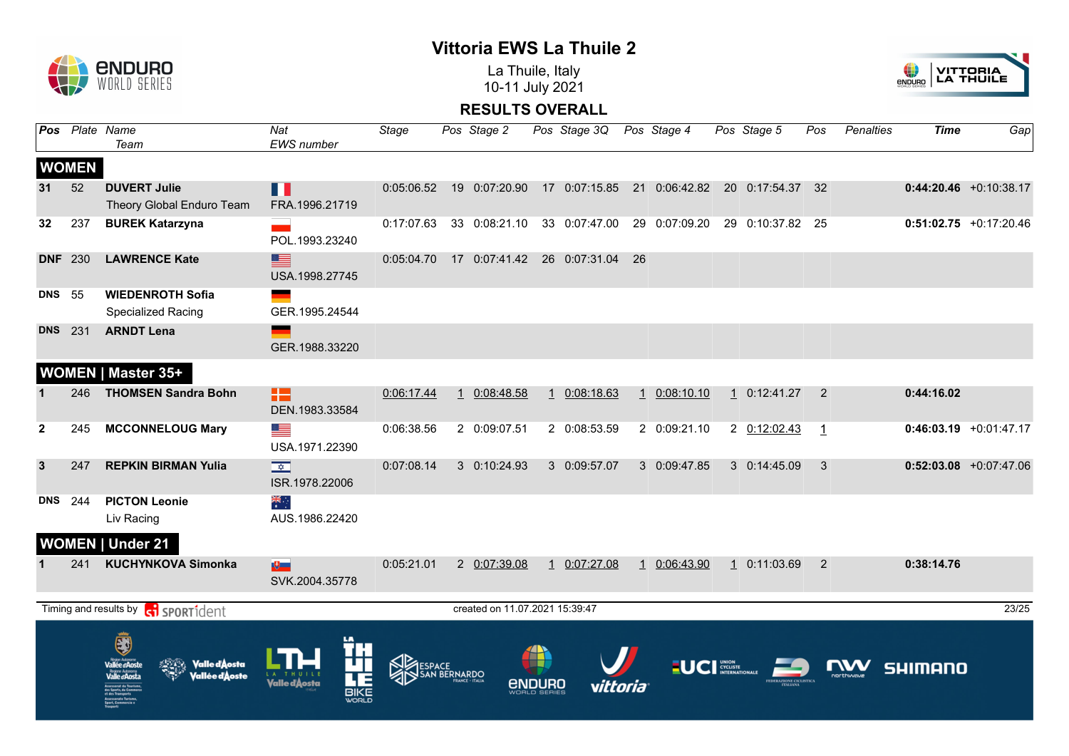# Vittoria EWS La Thuile 2

La Thuile, Italy
10-11 July 2021

## RESULTS OVERALL

| Pos | Plate | Name / Team | Nat / EWS number | Stage | Pos | Stage 2 | Pos | Stage 3Q | Pos | Stage 4 | Pos | Stage 5 | Pos | Penalties | Time | Gap |
|---|---|---|---|---|---|---|---|---|---|---|---|---|---|---|---|---|
| **WOMEN** | | | | | | | | | | | | | | | | |
| **31** | 52 | **DUVERT Julie** Theory Global Enduro Team | FRA.1996.21719 | 0:05:06.52 | 19 | 0:07:20.90 | 17 | 0:07:15.85 | 21 | 0:06:42.82 | 20 | 0:17:54.37 | 32 | | **0:44:20.46** | +0:10:38.17 |
| **32** | 237 | **BUREK Katarzyna** | POL.1993.23240 | 0:17:07.63 | 33 | 0:08:21.10 | 33 | 0:07:47.00 | 29 | 0:07:09.20 | 29 | 0:10:37.82 | 25 | | **0:51:02.75** | +0:17:20.46 |
| **DNF** | 230 | **LAWRENCE Kate** | USA.1998.27745 | 0:05:04.70 | 17 | 0:07:41.42 | 26 | 0:07:31.04 | 26 | | | | | | | |
| **DNS** | 55 | **WIEDENROTH Sofia** Specialized Racing | GER.1995.24544 | | | | | | | | | | | | | |
| **DNS** | 231 | **ARNDT Lena** | GER.1988.33220 | | | | | | | | | | | | | |
| **WOMEN \| Master 35+** | | | | | | | | | | | | | | | | |
| **1** | 246 | **THOMSEN Sandra Bohn** | DEN.1983.33584 | 0:06:17.44 | 1 | 0:08:48.58 | 1 | 0:08:18.63 | 1 | 0:08:10.10 | 1 | 0:12:41.27 | 2 | | **0:44:16.02** | |
| **2** | 245 | **MCCONNELOUG Mary** | USA.1971.22390 | 0:06:38.56 | 2 | 0:09:07.51 | 2 | 0:08:53.59 | 2 | 0:09:21.10 | 2 | 0:12:02.43 | 1 | | **0:46:03.19** | +0:01:47.17 |
| **3** | 247 | **REPKIN BIRMAN Yulia** | ISR.1978.22006 | 0:07:08.14 | 3 | 0:10:24.93 | 3 | 0:09:57.07 | 3 | 0:09:47.85 | 3 | 0:14:45.09 | 3 | | **0:52:03.08** | +0:07:47.06 |
| **DNS** | 244 | **PICTON Leonie** Liv Racing | AUS.1986.22420 | | | | | | | | | | | | | |
| **WOMEN \| Under 21** | | | | | | | | | | | | | | | | |
| **1** | 241 | **KUCHYNKOVA Simonka** | SVK.2004.35778 | 0:05:21.01 | 2 | 0:07:39.08 | 1 | 0:07:27.08 | 1 | 0:06:43.90 | 1 | 0:11:03.69 | 2 | | **0:38:14.76** | |

Timing and results by SPORTident

created on 11.07.2021 15:39:47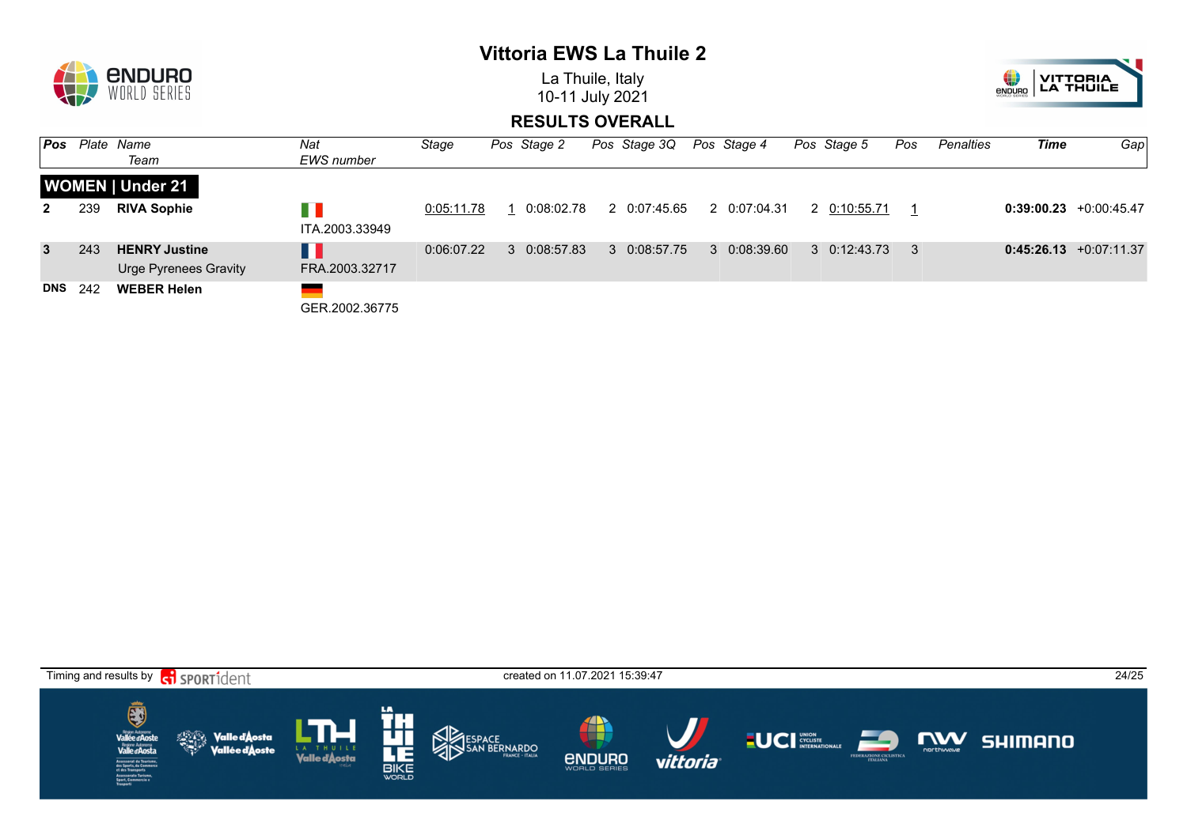# Vittoria EWS La Thuile 2

La Thuile, Italy
10-11 July 2021

## RESULTS OVERALL

| Pos | Plate | Name / Team | Nat / EWS number | Stage | Pos | Stage 2 | Pos | Stage 3Q | Pos | Stage 4 | Pos | Stage 5 | Pos | Penalties | Time | Gap |
|---|---|---|---|---|---|---|---|---|---|---|---|---|---|---|---|---|
| **WOMEN \| Under 21** | | | | | | | | | | | | | | | | |
| **2** | 239 | **RIVA Sophie** | ITA.2003.33949 | 0:05:11.78 | 1 | 0:08:02.78 | 2 | 0:07:45.65 | 2 | 0:07:04.31 | 2 | 0:10:55.71 | 1 | | **0:39:00.23** | +0:00:45.47 |
| **3** | 243 | **HENRY Justine** Urge Pyrenees Gravity | FRA.2003.32717 | 0:06:07.22 | 3 | 0:08:57.83 | 3 | 0:08:57.75 | 3 | 0:08:39.60 | 3 | 0:12:43.73 | 3 | | **0:45:26.13** | +0:07:11.37 |
| **DNS** | 242 | **WEBER Helen** | GER.2002.36775 | | | | | | | | | | | | | |

Timing and results by SPORTident — created on 11.07.2021 15:39:47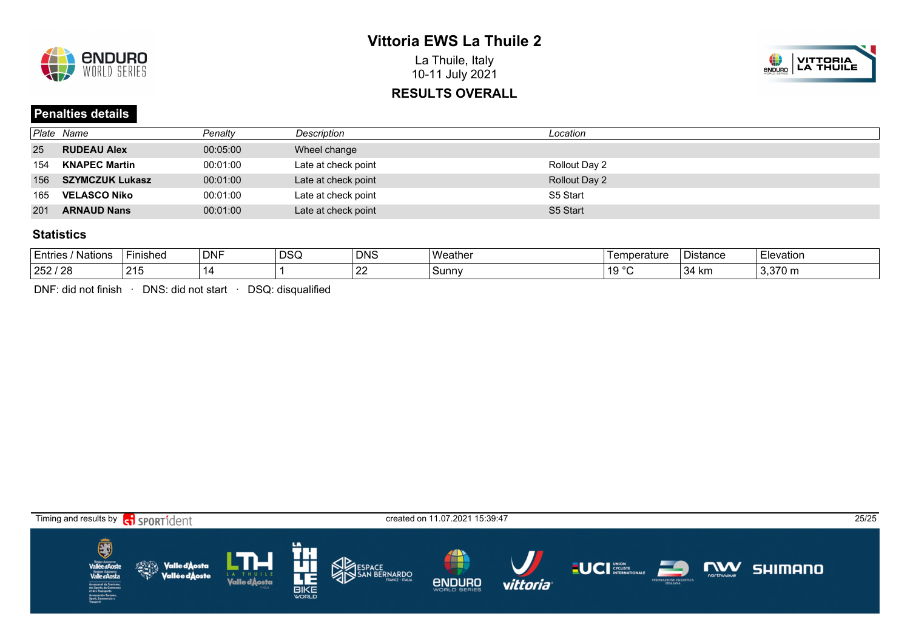## Penalties details

| Plate | Name | Penalty | Description | Location |
|---|---|---|---|---|
| 25 | **RUDEAU Alex** | 00:05:00 | Wheel change | |
| 154 | **KNAPEC Martin** | 00:01:00 | Late at check point | Rollout Day 2 |
| 156 | **SZYMCZUK Lukasz** | 00:01:00 | Late at check point | Rollout Day 2 |
| 165 | **VELASCO Niko** | 00:01:00 | Late at check point | S5 Start |
| 201 | **ARNAUD Nans** | 00:01:00 | Late at check point | S5 Start |

### Statistics

| Entries / Nations | Finished | DNF | DSQ | DNS | Weather | Temperature | Distance | Elevation |
|---|---|---|---|---|---|---|---|---|
| 252 / 28 | 215 | 14 | 1 | 22 | Sunny | 19 °C | 34 km | 3,370 m |

DNF: did not finish · DNS: did not start · DSQ: disqualified